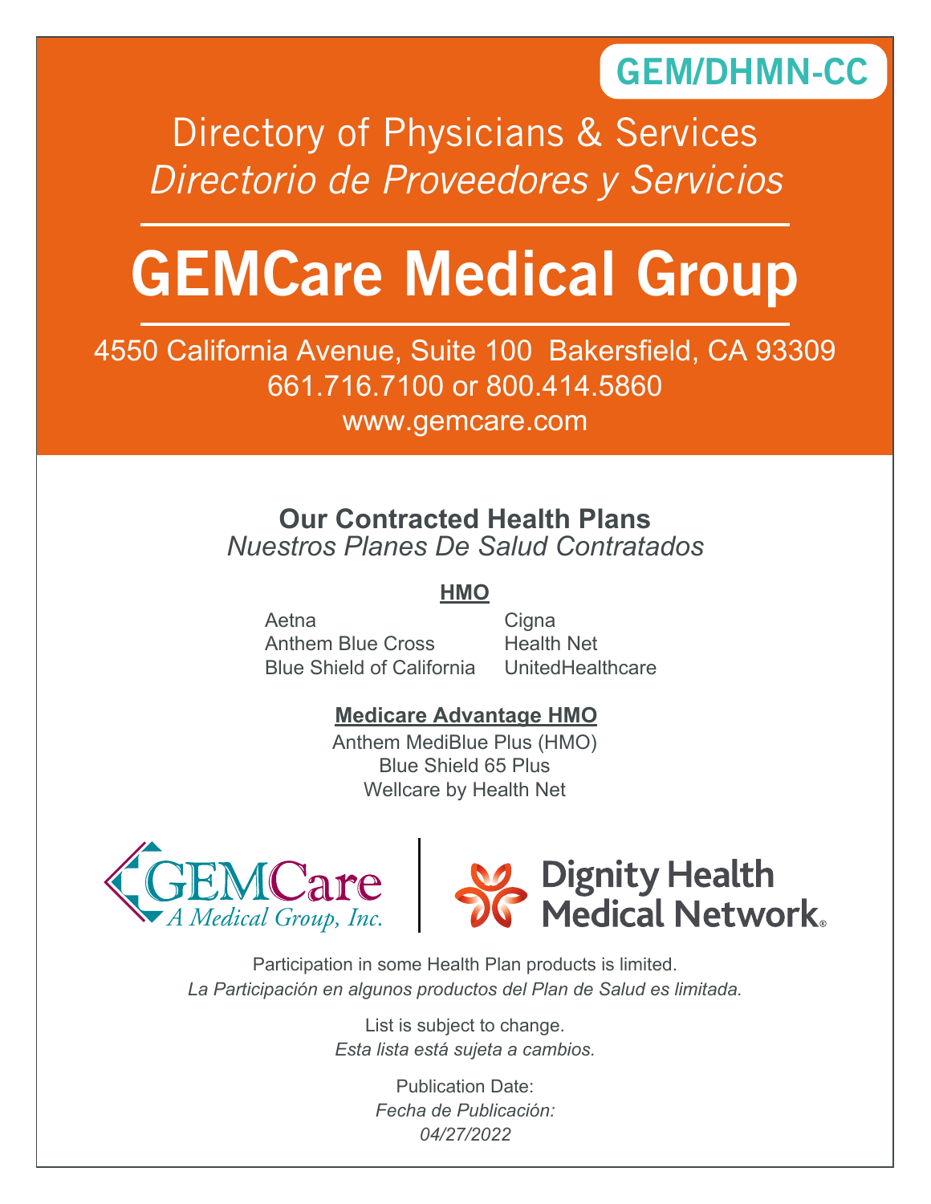GEM/DHMN-CC

# Directory of Physicians & Services

*Directorio de Proveedores y Servicios*

# GEMCare Medical Group

4550 California Avenue, Suite 100 Bakersfield, CA 93309

661.716.7100 or 800.414.5860

www.gemcare.com

## Our Contracted Health Plans

*Nuestros Planes De Salud Contratados*

**HMO**

- Aetna
- Anthem Blue Cross
- Blue Shield of California
- Cigna
- Health Net
- UnitedHealthcare

**Medicare Advantage HMO**

- Anthem MediBlue Plus (HMO)
- Blue Shield 65 Plus
- Wellcare by Health Net

GEMCare A Medical Group, Inc. | Dignity Health Medical Network

Participation in some Health Plan products is limited.

*La Participación en algunos productos del Plan de Salud es limitada.*

List is subject to change.

*Esta lista está sujeta a cambios.*

Publication Date:

*Fecha de Publicación:*

*04/27/2022*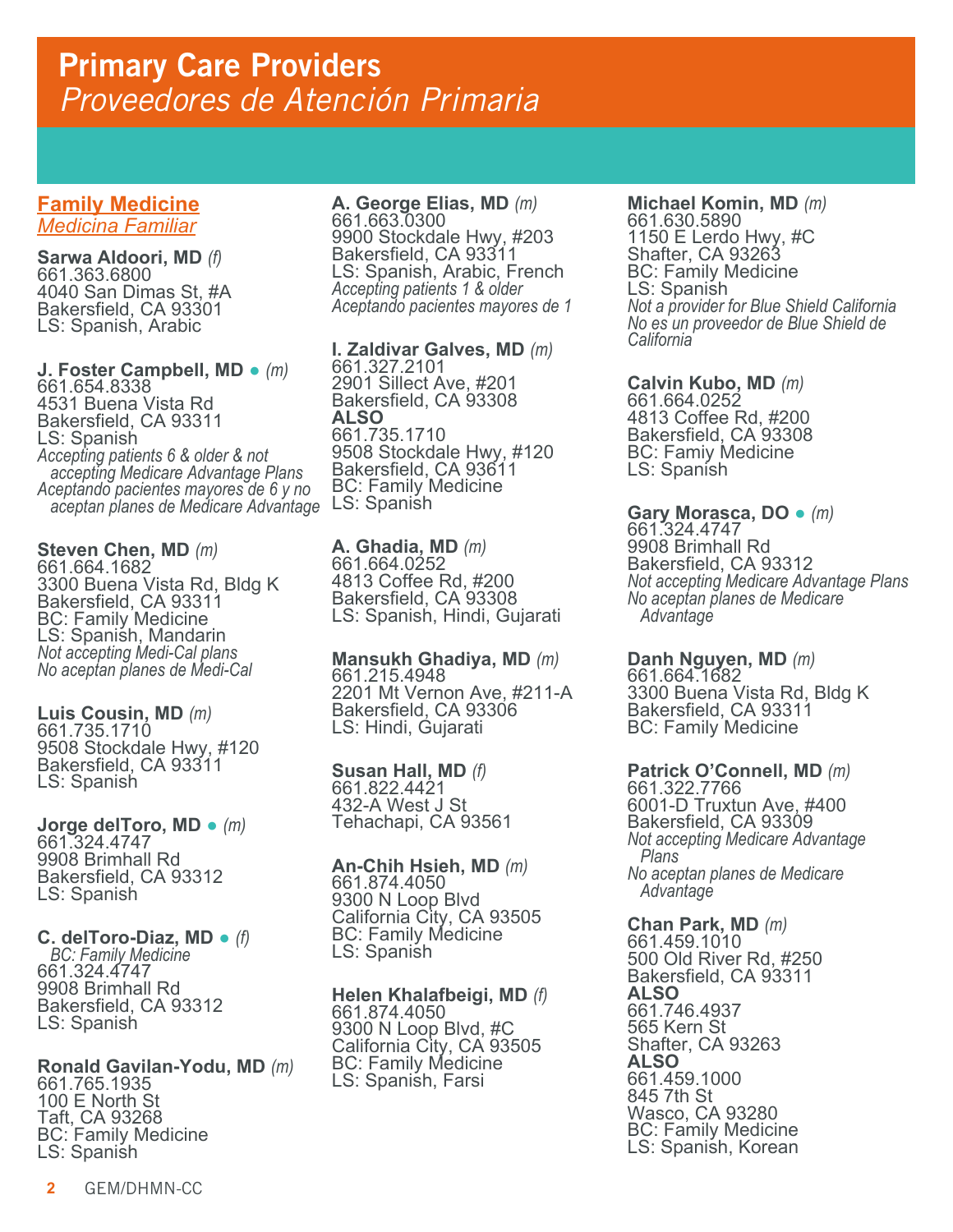# Primary Care Providers
*Proveedores de Atención Primaria*

## Family Medicine
*Medicina Familiar*

**Sarwa Aldoori, MD** *(f)*
661.363.6800
4040 San Dimas St, #A
Bakersfield, CA 93301
LS: Spanish, Arabic

**J. Foster Campbell, MD** ● *(m)*
661.654.8338
4531 Buena Vista Rd
Bakersfield, CA 93311
LS: Spanish
*Accepting patients 6 & older & not accepting Medicare Advantage Plans*
*Aceptando pacientes mayores de 6 y no aceptan planes de Medicare Advantage*

**Steven Chen, MD** *(m)*
661.664.1682
3300 Buena Vista Rd, Bldg K
Bakersfield, CA 93311
BC: Family Medicine
LS: Spanish, Mandarin
*Not accepting Medi-Cal plans*
*No aceptan planes de Medi-Cal*

**Luis Cousin, MD** *(m)*
661.735.1710
9508 Stockdale Hwy, #120
Bakersfield, CA 93311
LS: Spanish

**Jorge delToro, MD** ● *(m)*
661.324.4747
9908 Brimhall Rd
Bakersfield, CA 93312
LS: Spanish

**C. delToro-Diaz, MD** ● *(f)*
*BC: Family Medicine*
661.324.4747
9908 Brimhall Rd
Bakersfield, CA 93312
LS: Spanish

**Ronald Gavilan-Yodu, MD** *(m)*
661.765.1935
100 E North St
Taft, CA 93268
BC: Family Medicine
LS: Spanish

**A. George Elias, MD** *(m)*
661.663.0300
9900 Stockdale Hwy, #203
Bakersfield, CA 93311
LS: Spanish, Arabic, French
*Accepting patients 1 & older*
*Aceptando pacientes mayores de 1*

**I. Zaldivar Galves, MD** *(m)*
661.327.2101
2901 Sillect Ave, #201
Bakersfield, CA 93308
**ALSO**
661.735.1710
9508 Stockdale Hwy, #120
Bakersfield, CA 93611
BC: Family Medicine
LS: Spanish

**A. Ghadia, MD** *(m)*
661.664.0252
4813 Coffee Rd, #200
Bakersfield, CA 93308
LS: Spanish, Hindi, Gujarati

**Mansukh Ghadiya, MD** *(m)*
661.215.4948
2201 Mt Vernon Ave, #211-A
Bakersfield, CA 93306
LS: Hindi, Gujarati

**Susan Hall, MD** *(f)*
661.822.4421
432-A West J St
Tehachapi, CA 93561

**An-Chih Hsieh, MD** *(m)*
661.874.4050
9300 N Loop Blvd
California City, CA 93505
BC: Family Medicine
LS: Spanish

**Helen Khalafbeigi, MD** *(f)*
661.874.4050
9300 N Loop Blvd, #C
California City, CA 93505
BC: Family Medicine
LS: Spanish, Farsi

**Michael Komin, MD** *(m)*
661.630.5890
1150 E Lerdo Hwy, #C
Shafter, CA 93263
BC: Family Medicine
LS: Spanish
*Not a provider for Blue Shield California*
*No es un proveedor de Blue Shield de California*

**Calvin Kubo, MD** *(m)*
661.664.0252
4813 Coffee Rd, #200
Bakersfield, CA 93308
BC: Famiy Medicine
LS: Spanish

**Gary Morasca, DO** ● *(m)*
661.324.4747
9908 Brimhall Rd
Bakersfield, CA 93312
*Not accepting Medicare Advantage Plans*
*No aceptan planes de Medicare Advantage*

**Danh Nguyen, MD** *(m)*
661.664.1682
3300 Buena Vista Rd, Bldg K
Bakersfield, CA 93311
BC: Family Medicine

**Patrick O'Connell, MD** *(m)*
661.322.7766
6001-D Truxtun Ave, #400
Bakersfield, CA 93309
*Not accepting Medicare Advantage Plans*
*No aceptan planes de Medicare Advantage*

**Chan Park, MD** *(m)*
661.459.1010
500 Old River Rd, #250
Bakersfield, CA 93311
**ALSO**
661.746.4937
565 Kern St
Shafter, CA 93263
**ALSO**
661.459.1000
845 7th St
Wasco, CA 93280
BC: Family Medicine
LS: Spanish, Korean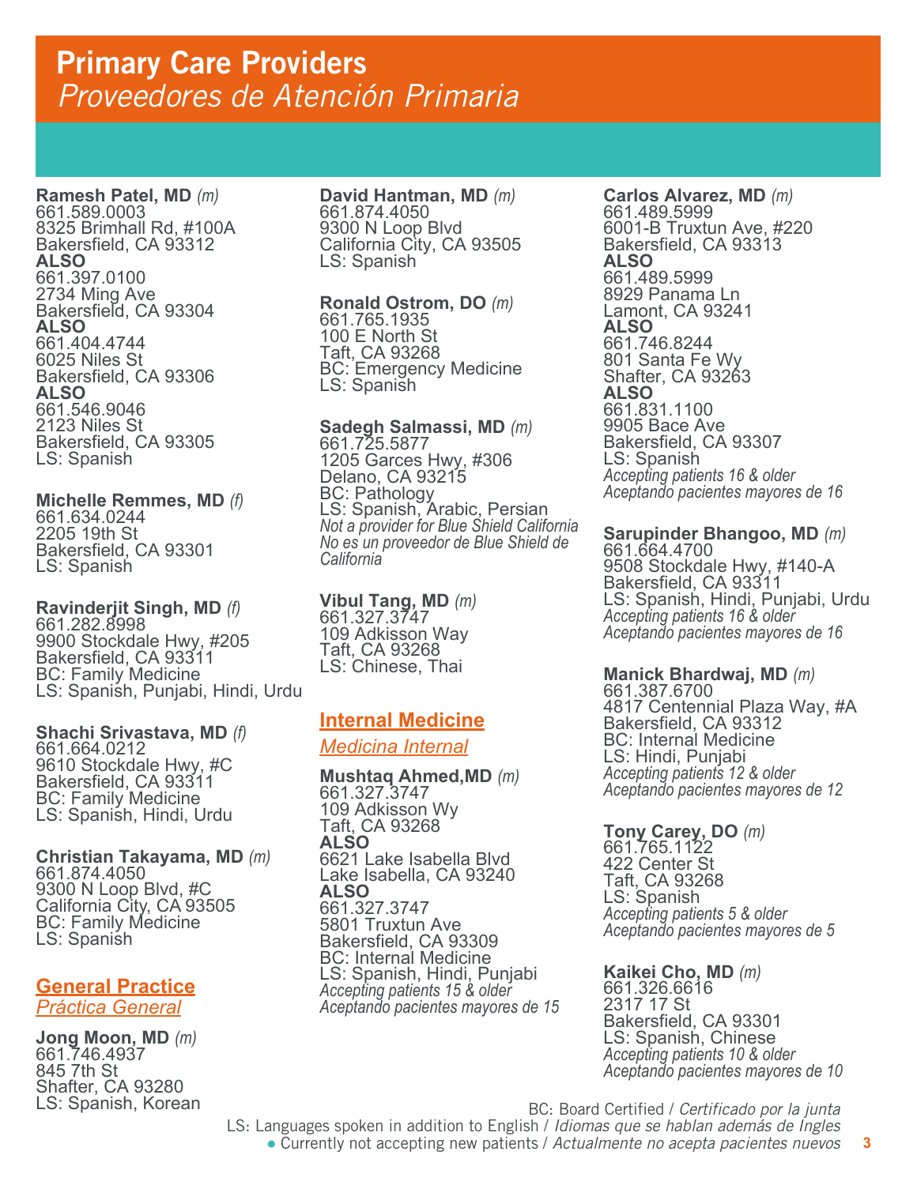# Primary Care Providers
*Proveedores de Atención Primaria*

**Ramesh Patel, MD** *(m)*
661.589.0003
8325 Brimhall Rd, #100A
Bakersfield, CA 93312
**ALSO**
661.397.0100
2734 Ming Ave
Bakersfield, CA 93304
**ALSO**
661.404.4744
6025 Niles St
Bakersfield, CA 93306
**ALSO**
661.546.9046
2123 Niles St
Bakersfield, CA 93305
LS: Spanish

**Michelle Remmes, MD** *(f)*
661.634.0244
2205 19th St
Bakersfield, CA 93301
LS: Spanish

**Ravinderjit Singh, MD** *(f)*
661.282.8998
9900 Stockdale Hwy, #205
Bakersfield, CA 93311
BC: Family Medicine
LS: Spanish, Punjabi, Hindi, Urdu

**Shachi Srivastava, MD** *(f)*
661.664.0212
9610 Stockdale Hwy, #C
Bakersfield, CA 93311
BC: Family Medicine
LS: Spanish, Hindi, Urdu

**Christian Takayama, MD** *(m)*
661.874.4050
9300 N Loop Blvd, #C
California City, CA 93505
BC: Family Medicine
LS: Spanish

## General Practice
*Práctica General*

**Jong Moon, MD** *(m)*
661.746.4937
845 7th St
Shafter, CA 93280
LS: Spanish, Korean

**David Hantman, MD** *(m)*
661.874.4050
9300 N Loop Blvd
California City, CA 93505
LS: Spanish

**Ronald Ostrom, DO** *(m)*
661.765.1935
100 E North St
Taft, CA 93268
BC: Emergency Medicine
LS: Spanish

**Sadegh Salmassi, MD** *(m)*
661.725.5877
1205 Garces Hwy, #306
Delano, CA 93215
BC: Pathology
LS: Spanish, Arabic, Persian
*Not a provider for Blue Shield California*
*No es un proveedor de Blue Shield de California*

**Vibul Tang, MD** *(m)*
661.327.3747
109 Adkisson Way
Taft, CA 93268
LS: Chinese, Thai

## Internal Medicine
*Medicina Internal*

**Mushtaq Ahmed,MD** *(m)*
661.327.3747
109 Adkisson Wy
Taft, CA 93268
**ALSO**
6621 Lake Isabella Blvd
Lake Isabella, CA 93240
**ALSO**
661.327.3747
5801 Truxtun Ave
Bakersfield, CA 93309
BC: Internal Medicine
LS: Spanish, Hindi, Punjabi
*Accepting patients 15 & older*
*Aceptando pacientes mayores de 15*

**Carlos Alvarez, MD** *(m)*
661.489.5999
6001-B Truxtun Ave, #220
Bakersfield, CA 93313
**ALSO**
661.489.5999
8929 Panama Ln
Lamont, CA 93241
**ALSO**
661.746.8244
801 Santa Fe Wy
Shafter, CA 93263
**ALSO**
661.831.1100
9905 Bace Ave
Bakersfield, CA 93307
LS: Spanish
*Accepting patients 16 & older*
*Aceptando pacientes mayores de 16*

**Sarupinder Bhangoo, MD** *(m)*
661.664.4700
9508 Stockdale Hwy, #140-A
Bakersfield, CA 93311
LS: Spanish, Hindi, Punjabi, Urdu
*Accepting patients 16 & older*
*Aceptando pacientes mayores de 16*

**Manick Bhardwaj, MD** *(m)*
661.387.6700
4817 Centennial Plaza Way, #A
Bakersfield, CA 93312
BC: Internal Medicine
LS: Hindi, Punjabi
*Accepting patients 12 & older*
*Aceptando pacientes mayores de 12*

**Tony Carey, DO** *(m)*
661.765.1122
422 Center St
Taft, CA 93268
LS: Spanish
*Accepting patients 5 & older*
*Aceptando pacientes mayores de 5*

**Kaikei Cho, MD** *(m)*
661.326.6616
2317 17 St
Bakersfield, CA 93301
LS: Spanish, Chinese
*Accepting patients 10 & older*
*Aceptando pacientes mayores de 10*

BC: Board Certified / *Certificado por la junta*
LS: Languages spoken in addition to English / *Idiomas que se hablan además de Ingles*
● Currently not accepting new patients / *Actualmente no acepta pacientes nuevos*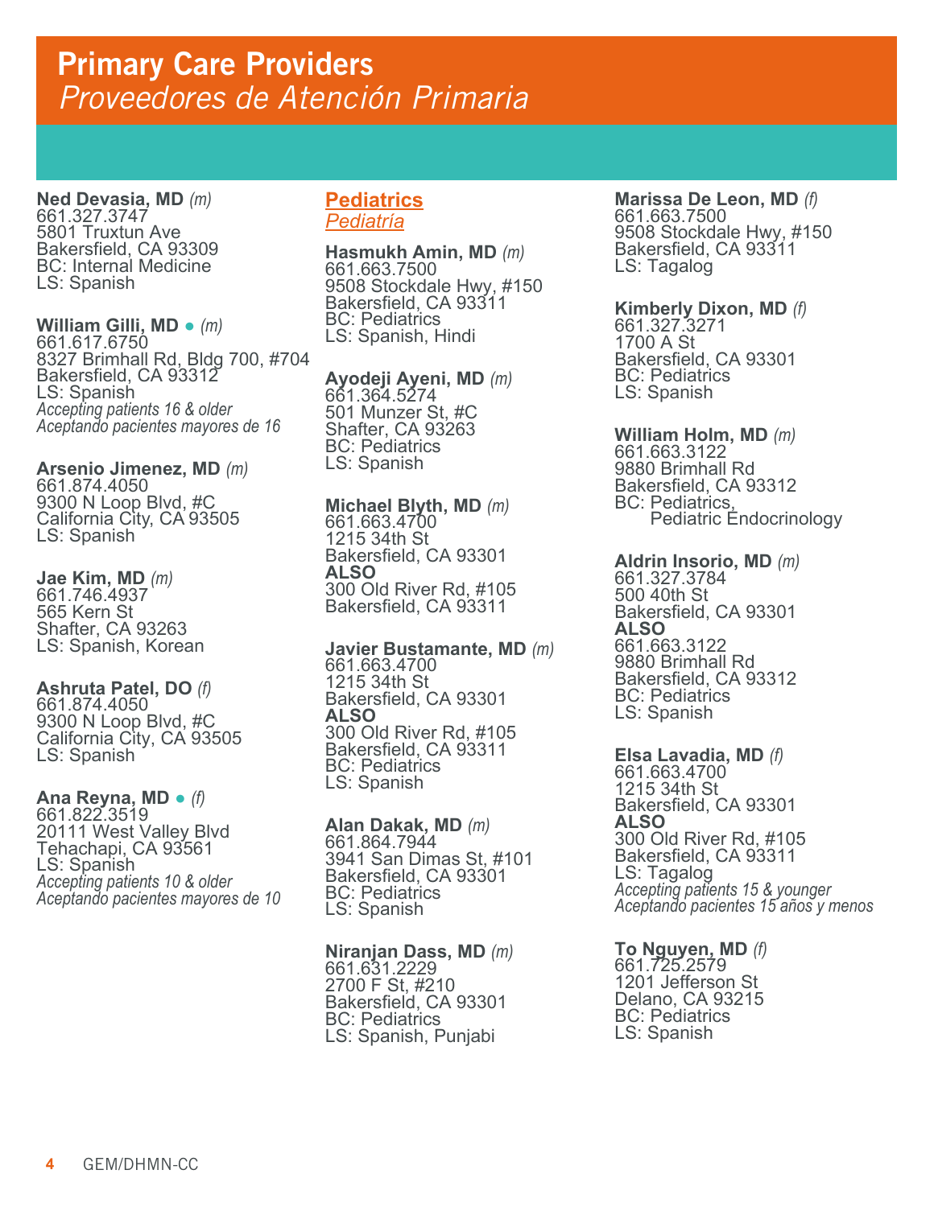# Primary Care Providers
## *Proveedores de Atención Primaria*

**Ned Devasia, MD** *(m)*
661.327.3747
5801 Truxtun Ave
Bakersfield, CA 93309
BC: Internal Medicine
LS: Spanish

**William Gilli, MD** ● *(m)*
661.617.6750
8327 Brimhall Rd, Bldg 700, #704
Bakersfield, CA 93312
LS: Spanish
*Accepting patients 16 & older*
*Aceptando pacientes mayores de 16*

**Arsenio Jimenez, MD** *(m)*
661.874.4050
9300 N Loop Blvd, #C
California City, CA 93505
LS: Spanish

**Jae Kim, MD** *(m)*
661.746.4937
565 Kern St
Shafter, CA 93263
LS: Spanish, Korean

**Ashruta Patel, DO** *(f)*
661.874.4050
9300 N Loop Blvd, #C
California City, CA 93505
LS: Spanish

**Ana Reyna, MD** ● *(f)*
661.822.3519
20111 West Valley Blvd
Tehachapi, CA 93561
LS: Spanish
*Accepting patients 10 & older*
*Aceptando pacientes mayores de 10*

### Pediatrics
### *Pediatría*

**Hasmukh Amin, MD** *(m)*
661.663.7500
9508 Stockdale Hwy, #150
Bakersfield, CA 93311
BC: Pediatrics
LS: Spanish, Hindi

**Ayodeji Ayeni, MD** *(m)*
661.364.5274
501 Munzer St, #C
Shafter, CA 93263
BC: Pediatrics
LS: Spanish

**Michael Blyth, MD** *(m)*
661.663.4700
1215 34th St
Bakersfield, CA 93301
**ALSO**
300 Old River Rd, #105
Bakersfield, CA 93311

**Javier Bustamante, MD** *(m)*
661.663.4700
1215 34th St
Bakersfield, CA 93301
**ALSO**
300 Old River Rd, #105
Bakersfield, CA 93311
BC: Pediatrics
LS: Spanish

**Alan Dakak, MD** *(m)*
661.864.7944
3941 San Dimas St, #101
Bakersfield, CA 93301
BC: Pediatrics
LS: Spanish

**Niranjan Dass, MD** *(m)*
661.631.2229
2700 F St, #210
Bakersfield, CA 93301
BC: Pediatrics
LS: Spanish, Punjabi

**Marissa De Leon, MD** *(f)*
661.663.7500
9508 Stockdale Hwy, #150
Bakersfield, CA 93311
LS: Tagalog

**Kimberly Dixon, MD** *(f)*
661.327.3271
1700 A St
Bakersfield, CA 93301
BC: Pediatrics
LS: Spanish

**William Holm, MD** *(m)*
661.663.3122
9880 Brimhall Rd
Bakersfield, CA 93312
BC: Pediatrics,
Pediatric Endocrinology

**Aldrin Insorio, MD** *(m)*
661.327.3784
500 40th St
Bakersfield, CA 93301
**ALSO**
661.663.3122
9880 Brimhall Rd
Bakersfield, CA 93312
BC: Pediatrics
LS: Spanish

**Elsa Lavadia, MD** *(f)*
661.663.4700
1215 34th St
Bakersfield, CA 93301
**ALSO**
300 Old River Rd, #105
Bakersfield, CA 93311
LS: Tagalog
*Accepting patients 15 & younger*
*Aceptando pacientes 15 años y menos*

**To Nguyen, MD** *(f)*
661.725.2579
1201 Jefferson St
Delano, CA 93215
BC: Pediatrics
LS: Spanish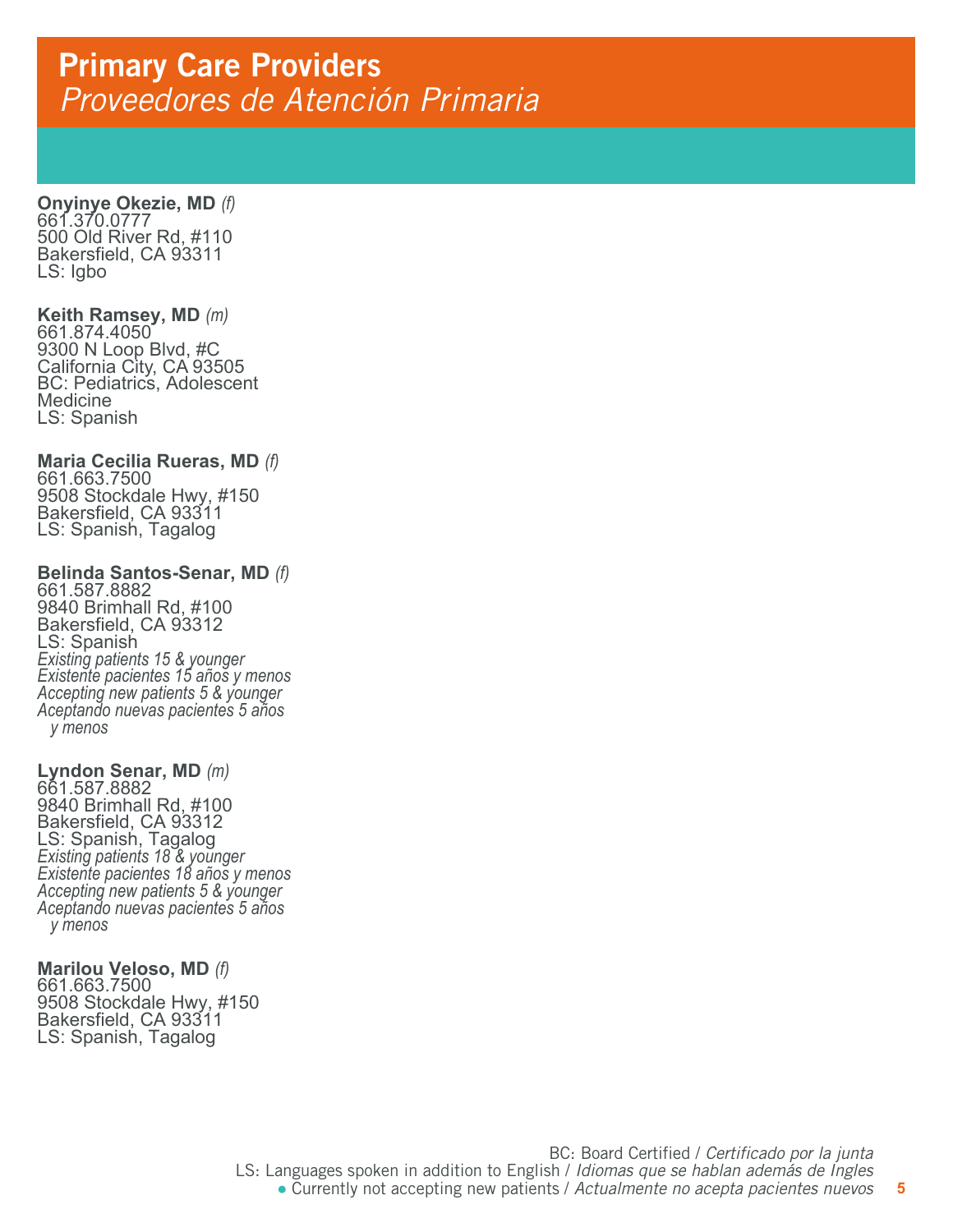# Primary Care Providers
## *Proveedores de Atención Primaria*

**Onyinye Okezie, MD** *(f)*
661.370.0777
500 Old River Rd, #110
Bakersfield, CA 93311
LS: Igbo

**Keith Ramsey, MD** *(m)*
661.874.4050
9300 N Loop Blvd, #C
California City, CA 93505
BC: Pediatrics, Adolescent Medicine
LS: Spanish

**Maria Cecilia Rueras, MD** *(f)*
661.663.7500
9508 Stockdale Hwy, #150
Bakersfield, CA 93311
LS: Spanish, Tagalog

**Belinda Santos-Senar, MD** *(f)*
661.587.8882
9840 Brimhall Rd, #100
Bakersfield, CA 93312
LS: Spanish
*Existing patients 15 & younger*
*Existente pacientes 15 años y menos*
*Accepting new patients 5 & younger*
*Aceptando nuevas pacientes 5 años y menos*

**Lyndon Senar, MD** *(m)*
661.587.8882
9840 Brimhall Rd, #100
Bakersfield, CA 93312
LS: Spanish, Tagalog
*Existing patients 18 & younger*
*Existente pacientes 18 años y menos*
*Accepting new patients 5 & younger*
*Aceptando nuevas pacientes 5 años y menos*

**Marilou Veloso, MD** *(f)*
661.663.7500
9508 Stockdale Hwy, #150
Bakersfield, CA 93311
LS: Spanish, Tagalog

BC: Board Certified / *Certificado por la junta*
LS: Languages spoken in addition to English / *Idiomas que se hablan además de Ingles*
● Currently not accepting new patients / *Actualmente no acepta pacientes nuevos*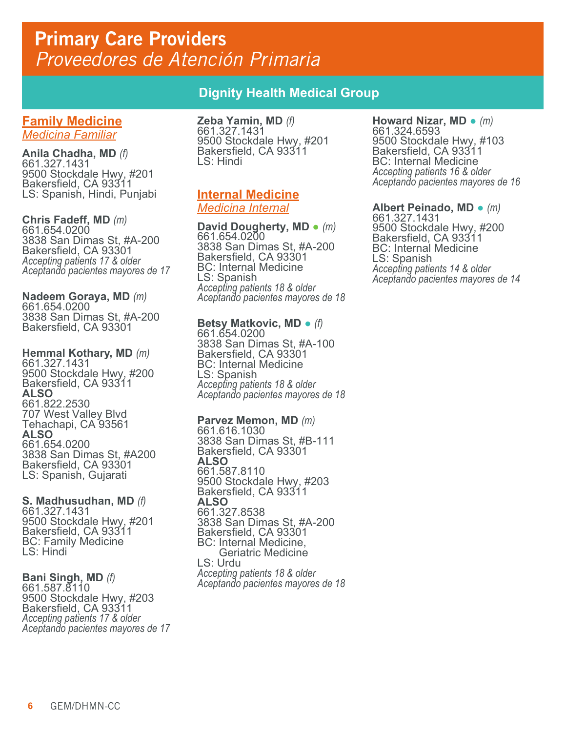# Primary Care Providers
# *Proveedores de Atención Primaria*

## Dignity Health Medical Group

### Family Medicine
### *Medicina Familiar*

**Anila Chadha, MD** *(f)*
661.327.1431
9500 Stockdale Hwy, #201
Bakersfield, CA 93311
LS: Spanish, Hindi, Punjabi

**Chris Fadeff, MD** *(m)*
661.654.0200
3838 San Dimas St, #A-200
Bakersfield, CA 93301
*Accepting patients 17 & older*
*Aceptando pacientes mayores de 17*

**Nadeem Goraya, MD** *(m)*
661.654.0200
3838 San Dimas St, #A-200
Bakersfield, CA 93301

**Hemmal Kothary, MD** *(m)*
661.327.1431
9500 Stockdale Hwy, #200
Bakersfield, CA 93311
**ALSO**
661.822.2530
707 West Valley Blvd
Tehachapi, CA 93561
**ALSO**
661.654.0200
3838 San Dimas St, #A200
Bakersfield, CA 93301
LS: Spanish, Gujarati

**S. Madhusudhan, MD** *(f)*
661.327.1431
9500 Stockdale Hwy, #201
Bakersfield, CA 93311
BC: Family Medicine
LS: Hindi

**Bani Singh, MD** *(f)*
661.587.8110
9500 Stockdale Hwy, #203
Bakersfield, CA 93311
*Accepting patients 17 & older*
*Aceptando pacientes mayores de 17*

**Zeba Yamin, MD** *(f)*
661.327.1431
9500 Stockdale Hwy, #201
Bakersfield, CA 93311
LS: Hindi

### Internal Medicine
### *Medicina Internal*

**David Dougherty, MD** ● *(m)*
661.654.0200
3838 San Dimas St, #A-200
Bakersfield, CA 93301
BC: Internal Medicine
LS: Spanish
*Accepting patients 18 & older*
*Aceptando pacientes mayores de 18*

**Betsy Matkovic, MD** ● *(f)*
661.654.0200
3838 San Dimas St, #A-100
Bakersfield, CA 93301
BC: Internal Medicine
LS: Spanish
*Accepting patients 18 & older*
*Aceptando pacientes mayores de 18*

**Parvez Memon, MD** *(m)*
661.616.1030
3838 San Dimas St, #B-111
Bakersfield, CA 93301
**ALSO**
661.587.8110
9500 Stockdale Hwy, #203
Bakersfield, CA 93311
**ALSO**
661.327.8538
3838 San Dimas St, #A-200
Bakersfield, CA 93301
BC: Internal Medicine,
Geriatric Medicine
LS: Urdu
*Accepting patients 18 & older*
*Aceptando pacientes mayores de 18*

**Howard Nizar, MD** ● *(m)*
661.324.6593
9500 Stockdale Hwy, #103
Bakersfield, CA 93311
BC: Internal Medicine
*Accepting patients 16 & older*
*Aceptando pacientes mayores de 16*

**Albert Peinado, MD** ● *(m)*
661.327.1431
9500 Stockdale Hwy, #200
Bakersfield, CA 93311
BC: Internal Medicine
LS: Spanish
*Accepting patients 14 & older*
*Aceptando pacientes mayores de 14*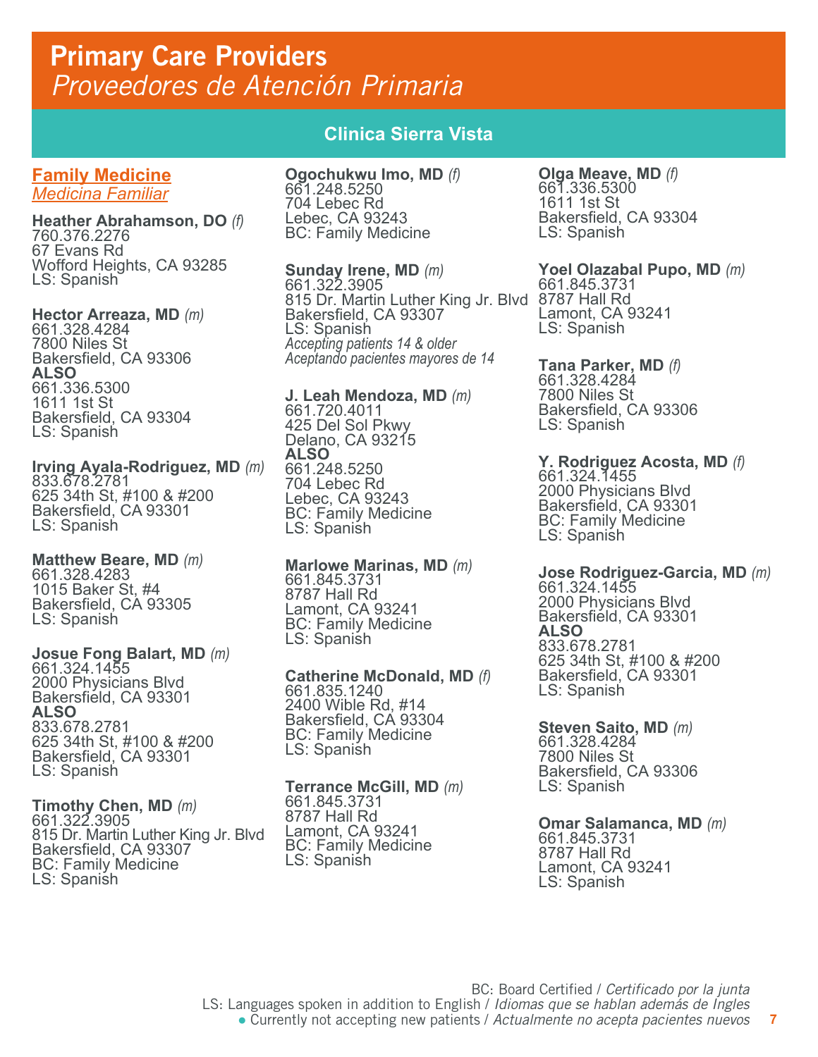# Primary Care Providers
# *Proveedores de Atención Primaria*

## Clinica Sierra Vista

### Family Medicine
### *Medicina Familiar*

**Heather Abrahamson, DO** *(f)*
760.376.2276
67 Evans Rd
Wofford Heights, CA 93285
LS: Spanish

**Hector Arreaza, MD** *(m)*
661.328.4284
7800 Niles St
Bakersfield, CA 93306
**ALSO**
661.336.5300
1611 1st St
Bakersfield, CA 93304
LS: Spanish

**Irving Ayala-Rodriguez, MD** *(m)*
833.678.2781
625 34th St, #100 & #200
Bakersfield, CA 93301
LS: Spanish

**Matthew Beare, MD** *(m)*
661.328.4283
1015 Baker St, #4
Bakersfield, CA 93305
LS: Spanish

**Josue Fong Balart, MD** *(m)*
661.324.1455
2000 Physicians Blvd
Bakersfield, CA 93301
**ALSO**
833.678.2781
625 34th St, #100 & #200
Bakersfield, CA 93301
LS: Spanish

**Timothy Chen, MD** *(m)*
661.322.3905
815 Dr. Martin Luther King Jr. Blvd
Bakersfield, CA 93307
BC: Family Medicine
LS: Spanish

**Ogochukwu Imo, MD** *(f)*
661.248.5250
704 Lebec Rd
Lebec, CA 93243
BC: Family Medicine

**Sunday Irene, MD** *(m)*
661.322.3905
815 Dr. Martin Luther King Jr. Blvd
Bakersfield, CA 93307
LS: Spanish
*Accepting patients 14 & older*
*Aceptando pacientes mayores de 14*

**J. Leah Mendoza, MD** *(m)*
661.720.4011
425 Del Sol Pkwy
Delano, CA 93215
**ALSO**
661.248.5250
704 Lebec Rd
Lebec, CA 93243
BC: Family Medicine
LS: Spanish

**Marlowe Marinas, MD** *(m)*
661.845.3731
8787 Hall Rd
Lamont, CA 93241
BC: Family Medicine
LS: Spanish

**Catherine McDonald, MD** *(f)*
661.835.1240
2400 Wible Rd, #14
Bakersfield, CA 93304
BC: Family Medicine
LS: Spanish

**Terrance McGill, MD** *(m)*
661.845.3731
8787 Hall Rd
Lamont, CA 93241
BC: Family Medicine
LS: Spanish

**Olga Meave, MD** *(f)*
661.336.5300
1611 1st St
Bakersfield, CA 93304
LS: Spanish

**Yoel Olazabal Pupo, MD** *(m)*
661.845.3731
8787 Hall Rd
Lamont, CA 93241
LS: Spanish

**Tana Parker, MD** *(f)*
661.328.4284
7800 Niles St
Bakersfield, CA 93306
LS: Spanish

**Y. Rodriguez Acosta, MD** *(f)*
661.324.1455
2000 Physicians Blvd
Bakersfield, CA 93301
BC: Family Medicine
LS: Spanish

**Jose Rodriguez-Garcia, MD** *(m)*
661.324.1455
2000 Physicians Blvd
Bakersfield, CA 93301
**ALSO**
833.678.2781
625 34th St, #100 & #200
Bakersfield, CA 93301
LS: Spanish

**Steven Saito, MD** *(m)*
661.328.4284
7800 Niles St
Bakersfield, CA 93306
LS: Spanish

**Omar Salamanca, MD** *(m)*
661.845.3731
8787 Hall Rd
Lamont, CA 93241
LS: Spanish

BC: Board Certified / *Certificado por la junta*
LS: Languages spoken in addition to English / *Idiomas que se hablan además de Ingles*
● Currently not accepting new patients / *Actualmente no acepta pacientes nuevos*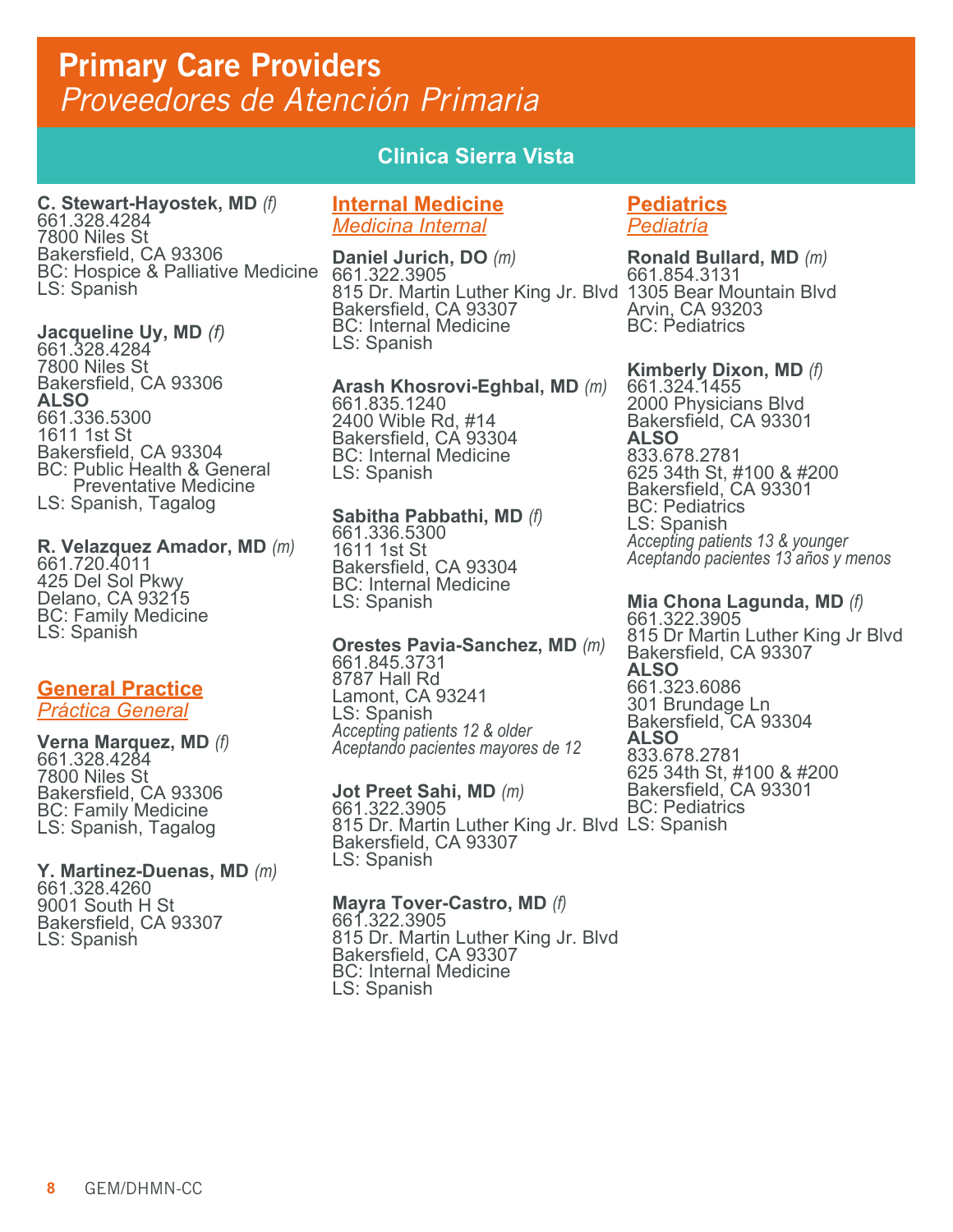# Primary Care Providers
## *Proveedores de Atención Primaria*

### Clinica Sierra Vista

**C. Stewart-Hayostek, MD** *(f)*
661.328.4284
7800 Niles St
Bakersfield, CA 93306
BC: Hospice & Palliative Medicine
LS: Spanish

**Jacqueline Uy, MD** *(f)*
661.328.4284
7800 Niles St
Bakersfield, CA 93306
**ALSO**
661.336.5300
1611 1st St
Bakersfield, CA 93304
BC: Public Health & General Preventative Medicine
LS: Spanish, Tagalog

**R. Velazquez Amador, MD** *(m)*
661.720.4011
425 Del Sol Pkwy
Delano, CA 93215
BC: Family Medicine
LS: Spanish

#### General Practice
*Práctica General*

**Verna Marquez, MD** *(f)*
661.328.4284
7800 Niles St
Bakersfield, CA 93306
BC: Family Medicine
LS: Spanish, Tagalog

**Y. Martinez-Duenas, MD** *(m)*
661.328.4260
9001 South H St
Bakersfield, CA 93307
LS: Spanish

#### Internal Medicine
*Medicina Internal*

**Daniel Jurich, DO** *(m)*
661.322.3905
815 Dr. Martin Luther King Jr. Blvd
Bakersfield, CA 93307
BC: Internal Medicine
LS: Spanish

**Arash Khosrovi-Eghbal, MD** *(m)*
661.835.1240
2400 Wible Rd, #14
Bakersfield, CA 93304
BC: Internal Medicine
LS: Spanish

**Sabitha Pabbathi, MD** *(f)*
661.336.5300
1611 1st St
Bakersfield, CA 93304
BC: Internal Medicine
LS: Spanish

**Orestes Pavia-Sanchez, MD** *(m)*
661.845.3731
8787 Hall Rd
Lamont, CA 93241
LS: Spanish
*Accepting patients 12 & older*
*Aceptando pacientes mayores de 12*

**Jot Preet Sahi, MD** *(m)*
661.322.3905
815 Dr. Martin Luther King Jr. Blvd
Bakersfield, CA 93307
LS: Spanish

**Mayra Tover-Castro, MD** *(f)*
661.322.3905
815 Dr. Martin Luther King Jr. Blvd
Bakersfield, CA 93307
BC: Internal Medicine
LS: Spanish

#### Pediatrics
*Pediatría*

**Ronald Bullard, MD** *(m)*
661.854.3131
1305 Bear Mountain Blvd
Arvin, CA 93203
BC: Pediatrics

**Kimberly Dixon, MD** *(f)*
661.324.1455
2000 Physicians Blvd
Bakersfield, CA 93301
**ALSO**
833.678.2781
625 34th St, #100 & #200
Bakersfield, CA 93301
BC: Pediatrics
LS: Spanish
*Accepting patients 13 & younger*
*Aceptando pacientes 13 años y menos*

**Mia Chona Lagunda, MD** *(f)*
661.322.3905
815 Dr Martin Luther King Jr Blvd
Bakersfield, CA 93307
**ALSO**
661.323.6086
301 Brundage Ln
Bakersfield, CA 93304
**ALSO**
833.678.2781
625 34th St, #100 & #200
Bakersfield, CA 93301
BC: Pediatrics
LS: Spanish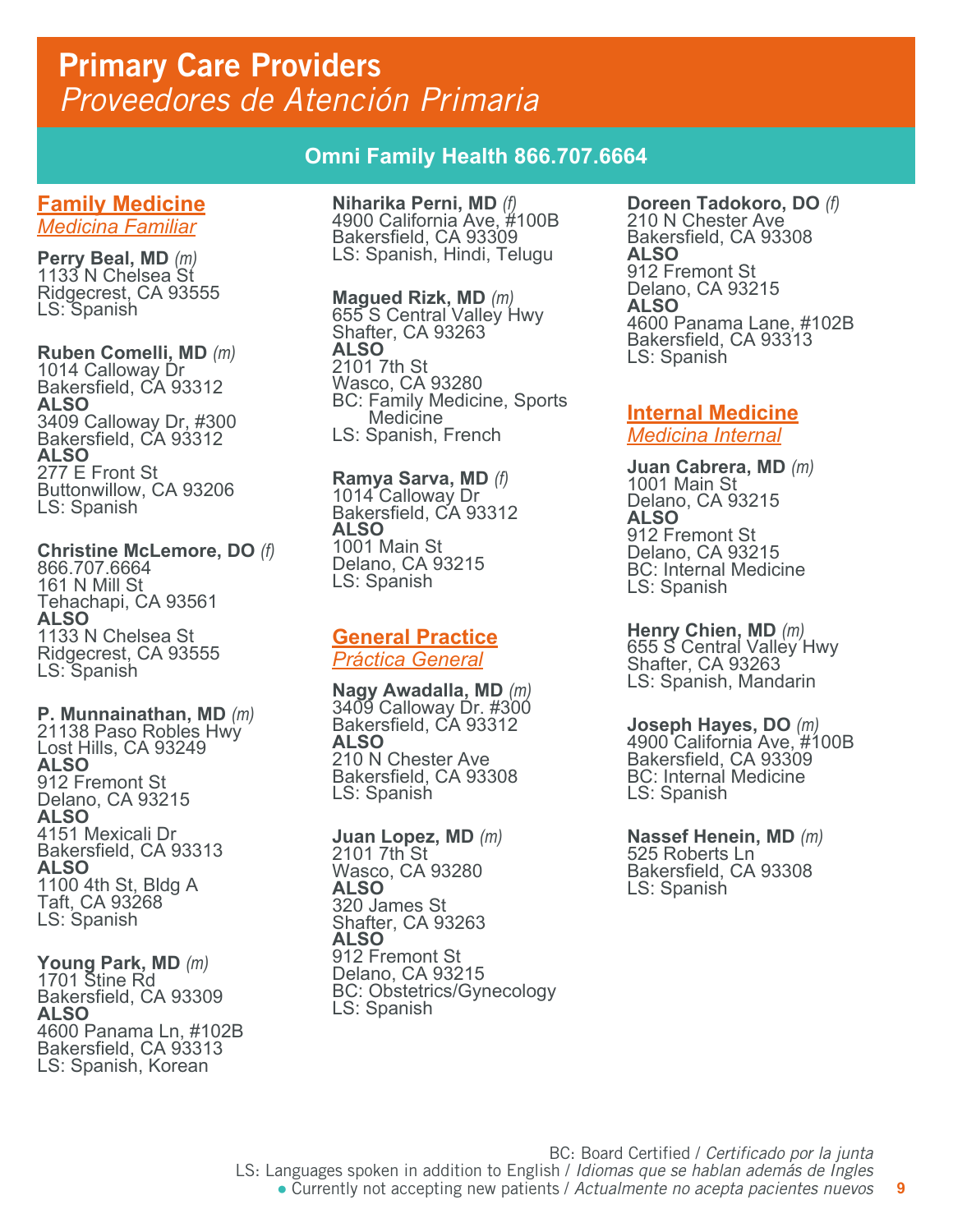# Primary Care Providers
*Proveedores de Atención Primaria*

## Omni Family Health 866.707.6664

### Family Medicine
*Medicina Familiar*

**Perry Beal, MD** *(m)*
1133 N Chelsea St
Ridgecrest, CA 93555
LS: Spanish

**Ruben Comelli, MD** *(m)*
1014 Calloway Dr
Bakersfield, CA 93312
**ALSO**
3409 Calloway Dr, #300
Bakersfield, CA 93312
**ALSO**
277 E Front St
Buttonwillow, CA 93206
LS: Spanish

**Christine McLemore, DO** *(f)*
866.707.6664
161 N Mill St
Tehachapi, CA 93561
**ALSO**
1133 N Chelsea St
Ridgecrest, CA 93555
LS: Spanish

**P. Munnainathan, MD** *(m)*
21138 Paso Robles Hwy
Lost Hills, CA 93249
**ALSO**
912 Fremont St
Delano, CA 93215
**ALSO**
4151 Mexicali Dr
Bakersfield, CA 93313
**ALSO**
1100 4th St, Bldg A
Taft, CA 93268
LS: Spanish

**Young Park, MD** *(m)*
1701 Stine Rd
Bakersfield, CA 93309
**ALSO**
4600 Panama Ln, #102B
Bakersfield, CA 93313
LS: Spanish, Korean

**Niharika Perni, MD** *(f)*
4900 California Ave, #100B
Bakersfield, CA 93309
LS: Spanish, Hindi, Telugu

**Magued Rizk, MD** *(m)*
655 S Central Valley Hwy
Shafter, CA 93263
**ALSO**
2101 7th St
Wasco, CA 93280
BC: Family Medicine, Sports Medicine
LS: Spanish, French

**Ramya Sarva, MD** *(f)*
1014 Calloway Dr
Bakersfield, CA 93312
**ALSO**
1001 Main St
Delano, CA 93215
LS: Spanish

**Doreen Tadokoro, DO** *(f)*
210 N Chester Ave
Bakersfield, CA 93308
**ALSO**
912 Fremont St
Delano, CA 93215
**ALSO**
4600 Panama Lane, #102B
Bakersfield, CA 93313
LS: Spanish

### General Practice
*Práctica General*

**Nagy Awadalla, MD** *(m)*
3409 Calloway Dr. #300
Bakersfield, CA 93312
**ALSO**
210 N Chester Ave
Bakersfield, CA 93308
LS: Spanish

**Juan Lopez, MD** *(m)*
2101 7th St
Wasco, CA 93280
**ALSO**
320 James St
Shafter, CA 93263
**ALSO**
912 Fremont St
Delano, CA 93215
BC: Obstetrics/Gynecology
LS: Spanish

### Internal Medicine
*Medicina Internal*

**Juan Cabrera, MD** *(m)*
1001 Main St
Delano, CA 93215
**ALSO**
912 Fremont St
Delano, CA 93215
BC: Internal Medicine
LS: Spanish

**Henry Chien, MD** *(m)*
655 S Central Valley Hwy
Shafter, CA 93263
LS: Spanish, Mandarin

**Joseph Hayes, DO** *(m)*
4900 California Ave, #100B
Bakersfield, CA 93309
BC: Internal Medicine
LS: Spanish

**Nassef Henein, MD** *(m)*
525 Roberts Ln
Bakersfield, CA 93308
LS: Spanish

BC: Board Certified / *Certificado por la junta*
LS: Languages spoken in addition to English / *Idiomas que se hablan además de Ingles*
● Currently not accepting new patients / *Actualmente no acepta pacientes nuevos*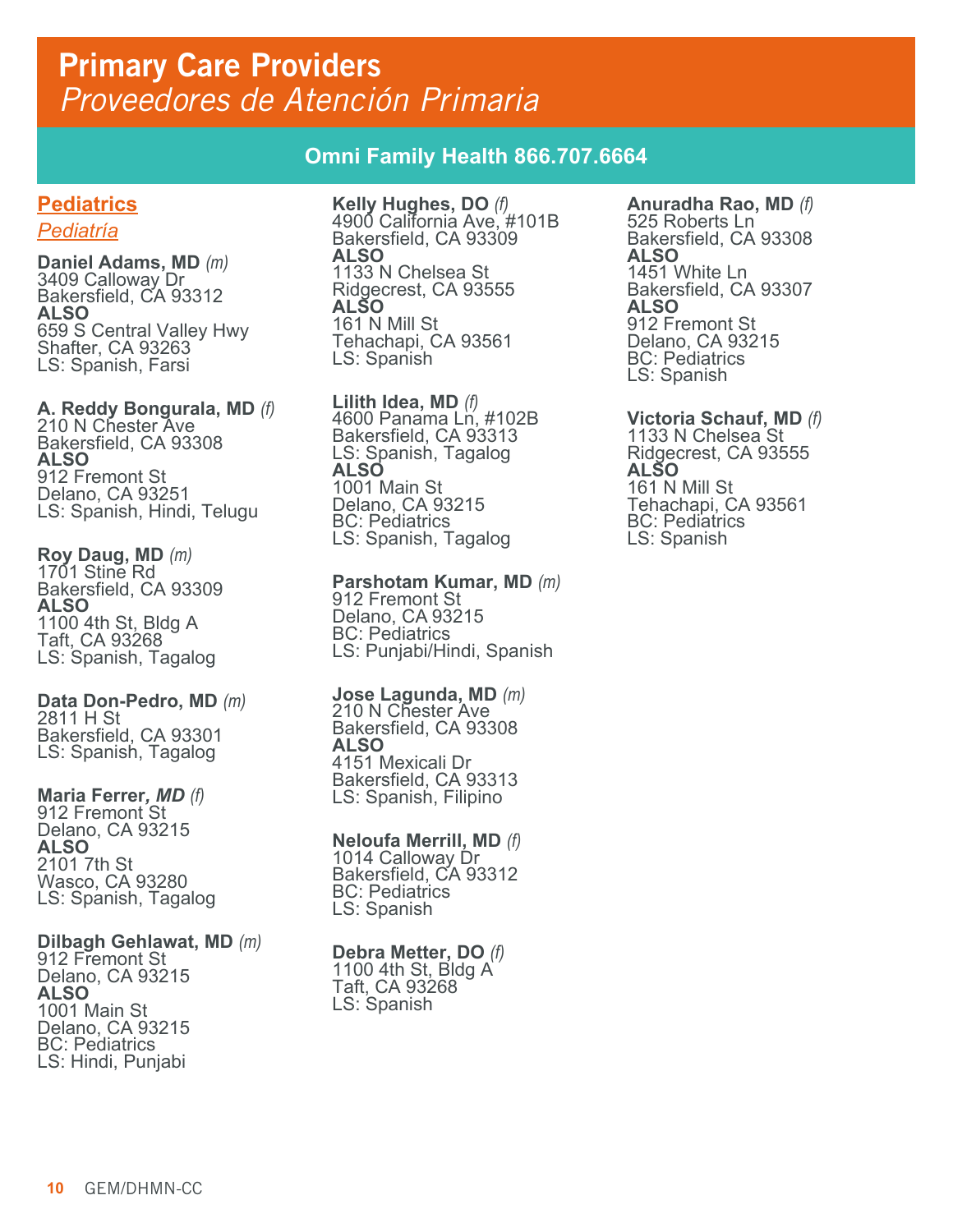# Primary Care Providers

*Proveedores de Atención Primaria*

## Omni Family Health 866.707.6664

### Pediatrics

*Pediatría*

**Daniel Adams, MD** *(m)*
3409 Calloway Dr
Bakersfield, CA 93312
**ALSO**
659 S Central Valley Hwy
Shafter, CA 93263
LS: Spanish, Farsi

**A. Reddy Bongurala, MD** *(f)*
210 N Chester Ave
Bakersfield, CA 93308
**ALSO**
912 Fremont St
Delano, CA 93251
LS: Spanish, Hindi, Telugu

**Roy Daug, MD** *(m)*
1701 Stine Rd
Bakersfield, CA 93309
**ALSO**
1100 4th St, Bldg A
Taft, CA 93268
LS: Spanish, Tagalog

**Data Don-Pedro, MD** *(m)*
2811 H St
Bakersfield, CA 93301
LS: Spanish, Tagalog

**Maria Ferrer*, MD*** *(f)*
912 Fremont St
Delano, CA 93215
**ALSO**
2101 7th St
Wasco, CA 93280
LS: Spanish, Tagalog

**Dilbagh Gehlawat, MD** *(m)*
912 Fremont St
Delano, CA 93215
**ALSO**
1001 Main St
Delano, CA 93215
BC: Pediatrics
LS: Hindi, Punjabi

**Kelly Hughes, DO** *(f)*
4900 California Ave, #101B
Bakersfield, CA 93309
**ALSO**
1133 N Chelsea St
Ridgecrest, CA 93555
**ALSO**
161 N Mill St
Tehachapi, CA 93561
LS: Spanish

**Lilith Idea, MD** *(f)*
4600 Panama Ln, #102B
Bakersfield, CA 93313
LS: Spanish, Tagalog
**ALSO**
1001 Main St
Delano, CA 93215
BC: Pediatrics
LS: Spanish, Tagalog

**Parshotam Kumar, MD** *(m)*
912 Fremont St
Delano, CA 93215
BC: Pediatrics
LS: Punjabi/Hindi, Spanish

**Jose Lagunda, MD** *(m)*
210 N Chester Ave
Bakersfield, CA 93308
**ALSO**
4151 Mexicali Dr
Bakersfield, CA 93313
LS: Spanish, Filipino

**Neloufa Merrill, MD** *(f)*
1014 Calloway Dr
Bakersfield, CA 93312
BC: Pediatrics
LS: Spanish

**Debra Metter, DO** *(f)*
1100 4th St, Bldg A
Taft, CA 93268
LS: Spanish

**Anuradha Rao, MD** *(f)*
525 Roberts Ln
Bakersfield, CA 93308
**ALSO**
1451 White Ln
Bakersfield, CA 93307
**ALSO**
912 Fremont St
Delano, CA 93215
BC: Pediatrics
LS: Spanish

**Victoria Schauf, MD** *(f)*
1133 N Chelsea St
Ridgecrest, CA 93555
**ALSO**
161 N Mill St
Tehachapi, CA 93561
BC: Pediatrics
LS: Spanish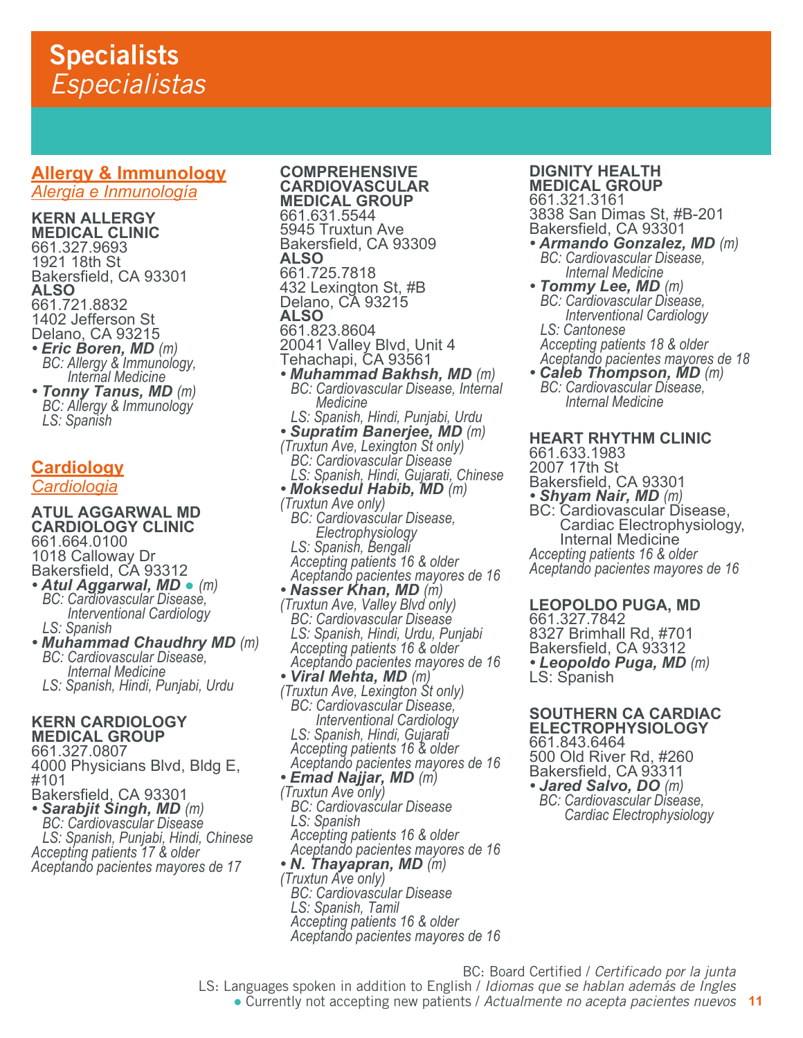# Specialists
# *Especialistas*

## Allergy & Immunology
### *Alergia e Inmunología*

**KERN ALLERGY MEDICAL CLINIC**
661.327.9693
1921 18th St
Bakersfield, CA 93301
**ALSO**
661.721.8832
1402 Jefferson St
Delano, CA 93215

- ***Eric Boren, MD*** *(m)*
  *BC: Allergy & Immunology, Internal Medicine*
- ***Tonny Tanus, MD*** *(m)*
  *BC: Allergy & Immunology*
  *LS: Spanish*

## Cardiology
### *Cardiología*

**ATUL AGGARWAL MD CARDIOLOGY CLINIC**
661.664.0100
1018 Calloway Dr
Bakersfield, CA 93312

- ***Atul Aggarwal, MD*** ● *(m)*
  *BC: Cardiovascular Disease, Interventional Cardiology*
  *LS: Spanish*
- ***Muhammad Chaudhry MD*** *(m)*
  *BC: Cardiovascular Disease, Internal Medicine*
  *LS: Spanish, Hindi, Punjabi, Urdu*

**KERN CARDIOLOGY MEDICAL GROUP**
661.327.0807
4000 Physicians Blvd, Bldg E, #101
Bakersfield, CA 93301

- ***Sarabjit Singh, MD*** *(m)*
  *BC: Cardiovascular Disease*
  *LS: Spanish, Punjabi, Hindi, Chinese*

*Accepting patients 17 & older*
*Aceptando pacientes mayores de 17*

**COMPREHENSIVE CARDIOVASCULAR MEDICAL GROUP**
661.631.5544
5945 Truxtun Ave
Bakersfield, CA 93309
**ALSO**
661.725.7818
432 Lexington St, #B
Delano, CA 93215
**ALSO**
661.823.8604
20041 Valley Blvd, Unit 4
Tehachapi, CA 93561

- ***Muhammad Bakhsh, MD*** *(m)*
  *BC: Cardiovascular Disease, Internal Medicine*
  *LS: Spanish, Hindi, Punjabi, Urdu*
- ***Supratim Banerjee, MD*** *(m)*
  *(Truxtun Ave, Lexington St only)*
  *BC: Cardiovascular Disease*
  *LS: Spanish, Hindi, Gujarati, Chinese*
- ***Moksedul Habib, MD*** *(m)*
  *(Truxtun Ave only)*
  *BC: Cardiovascular Disease, Electrophysiology*
  *LS: Spanish, Bengali*
  *Accepting patients 16 & older*
  *Aceptando pacientes mayores de 16*
- ***Nasser Khan, MD*** *(m)*
  *(Truxtun Ave, Valley Blvd only)*
  *BC: Cardiovascular Disease*
  *LS: Spanish, Hindi, Urdu, Punjabi*
  *Accepting patients 16 & older*
  *Aceptando pacientes mayores de 16*
- ***Viral Mehta, MD*** *(m)*
  *(Truxtun Ave, Lexington St only)*
  *BC: Cardiovascular Disease, Interventional Cardiology*
  *LS: Spanish, Hindi, Gujarati*
  *Accepting patients 16 & older*
  *Aceptando pacientes mayores de 16*
- ***Emad Najjar, MD*** *(m)*
  *(Truxtun Ave only)*
  *BC: Cardiovascular Disease*
  *LS: Spanish*
  *Accepting patients 16 & older*
  *Aceptando pacientes mayores de 16*
- ***N. Thayapran, MD*** *(m)*
  *(Truxtun Ave only)*
  *BC: Cardiovascular Disease*
  *LS: Spanish, Tamil*
  *Accepting patients 16 & older*
  *Aceptando pacientes mayores de 16*

**DIGNITY HEALTH MEDICAL GROUP**
661.321.3161
3838 San Dimas St, #B-201
Bakersfield, CA 93301

- ***Armando Gonzalez, MD*** *(m)*
  *BC: Cardiovascular Disease, Internal Medicine*
- ***Tommy Lee, MD*** *(m)*
  *BC: Cardiovascular Disease, Interventional Cardiology*
  *LS: Cantonese*
  *Accepting patients 18 & older*
  *Aceptando pacientes mayores de 18*
- ***Caleb Thompson, MD*** *(m)*
  *BC: Cardiovascular Disease, Internal Medicine*

**HEART RHYTHM CLINIC**
661.633.1983
2007 17th St
Bakersfield, CA 93301

- ***Shyam Nair, MD*** *(m)*
  BC: Cardiovascular Disease, Cardiac Electrophysiology, Internal Medicine

*Accepting patients 16 & older*
*Aceptando pacientes mayores de 16*

**LEOPOLDO PUGA, MD**
661.327.7842
8327 Brimhall Rd, #701
Bakersfield, CA 93312

- ***Leopoldo Puga, MD*** *(m)*

LS: Spanish

**SOUTHERN CA CARDIAC ELECTROPHYSIOLOGY**
661.843.6464
500 Old River Rd, #260
Bakersfield, CA 93311

- ***Jared Salvo, DO*** *(m)*
  *BC: Cardiovascular Disease, Cardiac Electrophysiology*

---

BC: Board Certified / *Certificado por la junta*
LS: Languages spoken in addition to English / *Idiomas que se hablan además de Ingles*
● Currently not accepting new patients / *Actualmente no acepta pacientes nuevos*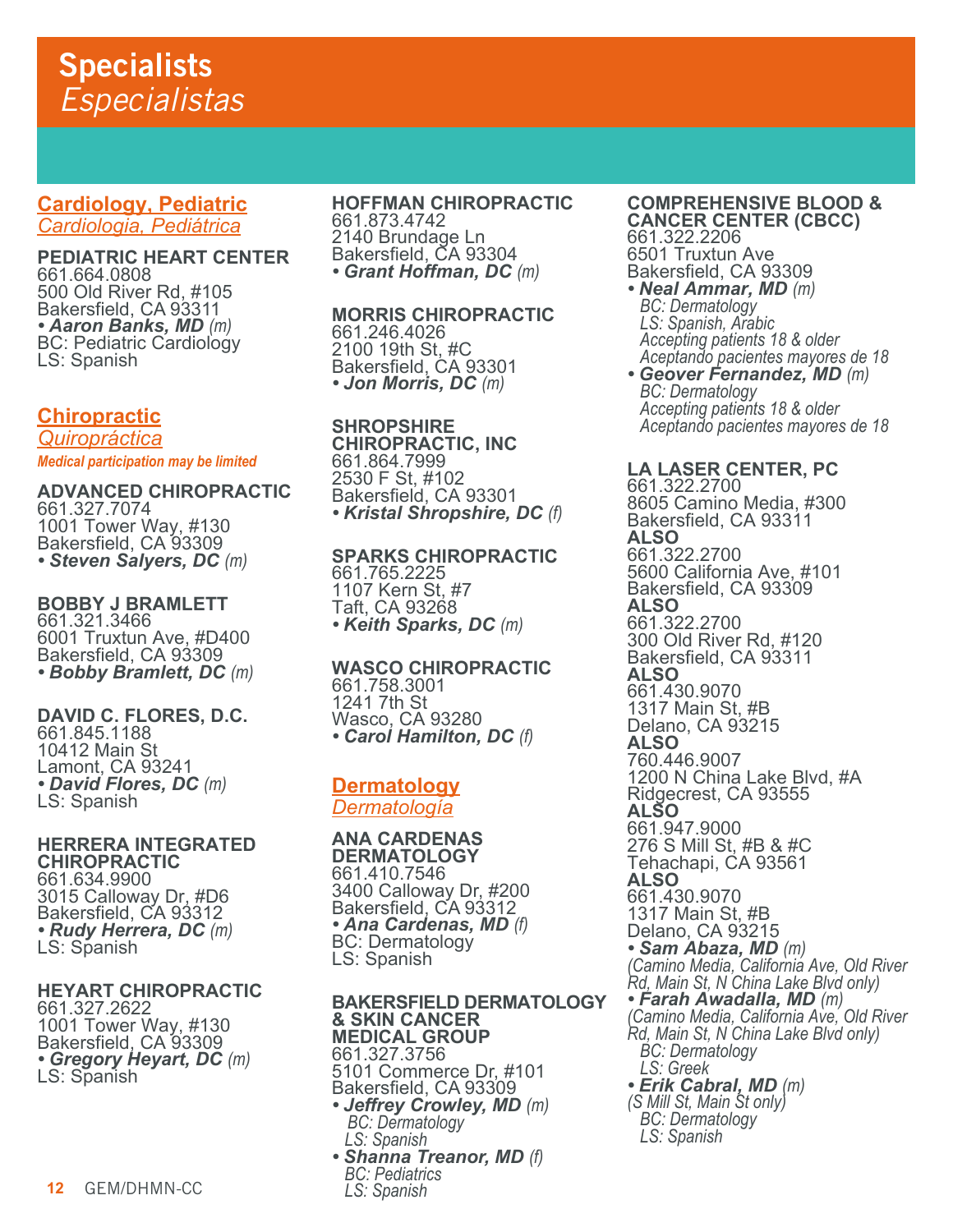# Specialists
*Especialistas*

## Cardiology, Pediatric
*Cardiologia, Pediátrica*

**PEDIATRIC HEART CENTER**
661.664.0808
500 Old River Rd, #105
Bakersfield, CA 93311
• ***Aaron Banks, MD*** *(m)*
BC: Pediatric Cardiology
LS: Spanish

## Chiropractic
*Quiropráctica*

*Medical participation may be limited*

**ADVANCED CHIROPRACTIC**
661.327.7074
1001 Tower Way, #130
Bakersfield, CA 93309
• ***Steven Salyers, DC*** *(m)*

**BOBBY J BRAMLETT**
661.321.3466
6001 Truxtun Ave, #D400
Bakersfield, CA 93309
• ***Bobby Bramlett, DC*** *(m)*

**DAVID C. FLORES, D.C.**
661.845.1188
10412 Main St
Lamont, CA 93241
• ***David Flores, DC*** *(m)*
LS: Spanish

**HERRERA INTEGRATED CHIROPRACTIC**
661.634.9900
3015 Calloway Dr, #D6
Bakersfield, CA 93312
• ***Rudy Herrera, DC*** *(m)*
LS: Spanish

**HEYART CHIROPRACTIC**
661.327.2622
1001 Tower Way, #130
Bakersfield, CA 93309
• ***Gregory Heyart, DC*** *(m)*
LS: Spanish

**HOFFMAN CHIROPRACTIC**
661.873.4742
2140 Brundage Ln
Bakersfield, CA 93304
• ***Grant Hoffman, DC*** *(m)*

**MORRIS CHIROPRACTIC**
661.246.4026
2100 19th St, #C
Bakersfield, CA 93301
• ***Jon Morris, DC*** *(m)*

**SHROPSHIRE CHIROPRACTIC, INC**
661.864.7999
2530 F St, #102
Bakersfield, CA 93301
• ***Kristal Shropshire, DC*** *(f)*

**SPARKS CHIROPRACTIC**
661.765.2225
1107 Kern St, #7
Taft, CA 93268
• ***Keith Sparks, DC*** *(m)*

**WASCO CHIROPRACTIC**
661.758.3001
1241 7th St
Wasco, CA 93280
• ***Carol Hamilton, DC*** *(f)*

## Dermatology
*Dermatología*

**ANA CARDENAS DERMATOLOGY**
661.410.7546
3400 Calloway Dr, #200
Bakersfield, CA 93312
• ***Ana Cardenas, MD*** *(f)*
BC: Dermatology
LS: Spanish

**BAKERSFIELD DERMATOLOGY & SKIN CANCER MEDICAL GROUP**
661.327.3756
5101 Commerce Dr, #101
Bakersfield, CA 93309
• ***Jeffrey Crowley, MD*** *(m)*
*BC: Dermatology*
*LS: Spanish*
• ***Shanna Treanor, MD*** *(f)*
*BC: Pediatrics*
*LS: Spanish*

**COMPREHENSIVE BLOOD & CANCER CENTER (CBCC)**
661.322.2206
6501 Truxtun Ave
Bakersfield, CA 93309
• ***Neal Ammar, MD*** *(m)*
*BC: Dermatology*
*LS: Spanish, Arabic*
*Accepting patients 18 & older*
*Aceptando pacientes mayores de 18*
• ***Geover Fernandez, MD*** *(m)*
*BC: Dermatology*
*Accepting patients 18 & older*
*Aceptando pacientes mayores de 18*

**LA LASER CENTER, PC**
661.322.2700
8605 Camino Media, #300
Bakersfield, CA 93311
**ALSO**
661.322.2700
5600 California Ave, #101
Bakersfield, CA 93309
**ALSO**
661.322.2700
300 Old River Rd, #120
Bakersfield, CA 93311
**ALSO**
661.430.9070
1317 Main St, #B
Delano, CA 93215
**ALSO**
760.446.9007
1200 N China Lake Blvd, #A
Ridgecrest, CA 93555
**ALSO**
661.947.9000
276 S Mill St, #B & #C
Tehachapi, CA 93561
**ALSO**
661.430.9070
1317 Main St, #B
Delano, CA 93215
• ***Sam Abaza, MD*** *(m)*
*(Camino Media, California Ave, Old River Rd, Main St, N China Lake Blvd only)*
• ***Farah Awadalla, MD*** *(m)*
*(Camino Media, California Ave, Old River Rd, Main St, N China Lake Blvd only)*
*BC: Dermatology*
*LS: Greek*
• ***Erik Cabral, MD*** *(m)*
*(S Mill St, Main St only)*
*BC: Dermatology*
*LS: Spanish*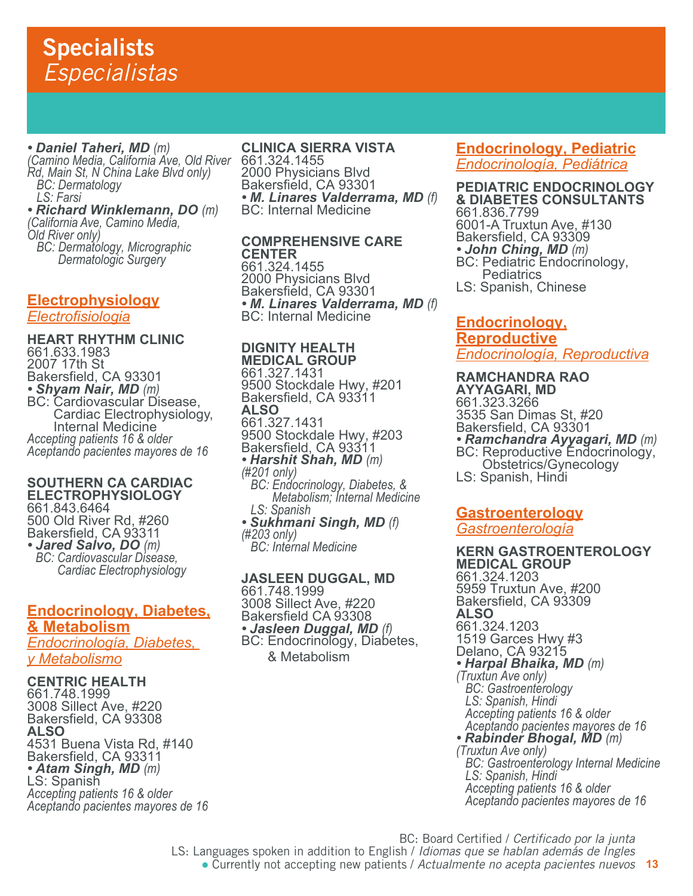# Specialists
*Especialistas*

• ***Daniel Taheri, MD*** *(m)*
*(Camino Media, California Ave, Old River Rd, Main St, N China Lake Blvd only)*
*BC: Dermatology*
*LS: Farsi*

• ***Richard Winklemann, DO*** *(m)*
*(California Ave, Camino Media, Old River only)*
*BC: Dermatology, Micrographic Dermatologic Surgery*

## Electrophysiology
*Electrofisiologia*

**HEART RHYTHM CLINIC**
661.633.1983
2007 17th St
Bakersfield, CA 93301
• ***Shyam Nair, MD*** *(m)*
BC: Cardiovascular Disease, Cardiac Electrophysiology, Internal Medicine
*Accepting patients 16 & older*
*Aceptando pacientes mayores de 16*

**SOUTHERN CA CARDIAC ELECTROPHYSIOLOGY**
661.843.6464
500 Old River Rd, #260
Bakersfield, CA 93311
• ***Jared Salvo, DO*** *(m)*
*BC: Cardiovascular Disease, Cardiac Electrophysiology*

## Endocrinology, Diabetes, & Metabolism
*Endocrinología, Diabetes, y Metabolismo*

**CENTRIC HEALTH**
661.748.1999
3008 Sillect Ave, #220
Bakersfield, CA 93308
**ALSO**
4531 Buena Vista Rd, #140
Bakersfield, CA 93311
• ***Atam Singh, MD*** *(m)*
LS: Spanish
*Accepting patients 16 & older*
*Aceptando pacientes mayores de 16*

**CLINICA SIERRA VISTA**
661.324.1455
2000 Physicians Blvd
Bakersfield, CA 93301
• ***M. Linares Valderrama, MD*** *(f)*
BC: Internal Medicine

**COMPREHENSIVE CARE CENTER**
661.324.1455
2000 Physicians Blvd
Bakersfield, CA 93301
• ***M. Linares Valderrama, MD*** *(f)*
BC: Internal Medicine

**DIGNITY HEALTH MEDICAL GROUP**
661.327.1431
9500 Stockdale Hwy, #201
Bakersfield, CA 93311
**ALSO**
661.327.1431
9500 Stockdale Hwy, #203
Bakersfield, CA 93311
• ***Harshit Shah, MD*** *(m)*
*(#201 only)*
*BC: Endocrinology, Diabetes, & Metabolism; Internal Medicine*
*LS: Spanish*
• ***Sukhmani Singh, MD*** *(f)*
*(#203 only)*
*BC: Internal Medicine*

**JASLEEN DUGGAL, MD**
661.748.1999
3008 Sillect Ave, #220
Bakersfield CA 93308
• ***Jasleen Duggal, MD*** *(f)*
BC: Endocrinology, Diabetes, & Metabolism

## Endocrinology, Pediatric
*Endocrinología, Pediátrica*

**PEDIATRIC ENDOCRINOLOGY & DIABETES CONSULTANTS**
661.836.7799
6001-A Truxtun Ave, #130
Bakersfield, CA 93309
• ***John Ching, MD*** *(m)*
BC: Pediatric Endocrinology, Pediatrics
LS: Spanish, Chinese

## Endocrinology, Reproductive
*Endocrinología, Reproductiva*

**RAMCHANDRA RAO AYYAGARI, MD**
661.323.3266
3535 San Dimas St, #20
Bakersfield, CA 93301
• ***Ramchandra Ayyagari, MD*** *(m)*
BC: Reproductive Endocrinology, Obstetrics/Gynecology
LS: Spanish, Hindi

## Gastroenterology
*Gastroenterología*

**KERN GASTROENTEROLOGY MEDICAL GROUP**
661.324.1203
5959 Truxtun Ave, #200
Bakersfield, CA 93309
**ALSO**
661.324.1203
1519 Garces Hwy #3
Delano, CA 93215
• ***Harpal Bhaika, MD*** *(m)*
*(Truxtun Ave only)*
*BC: Gastroenterology*
*LS: Spanish, Hindi*
*Accepting patients 16 & older*
*Aceptando pacientes mayores de 16*
• ***Rabinder Bhogal, MD*** *(m)*
*(Truxtun Ave only)*
*BC: Gastroenterology Internal Medicine*
*LS: Spanish, Hindi*
*Accepting patients 16 & older*
*Aceptando pacientes mayores de 16*

BC: Board Certified / *Certificado por la junta*
LS: Languages spoken in addition to English / *Idiomas que se hablan además de Ingles*
● Currently not accepting new patients / *Actualmente no acepta pacientes nuevos*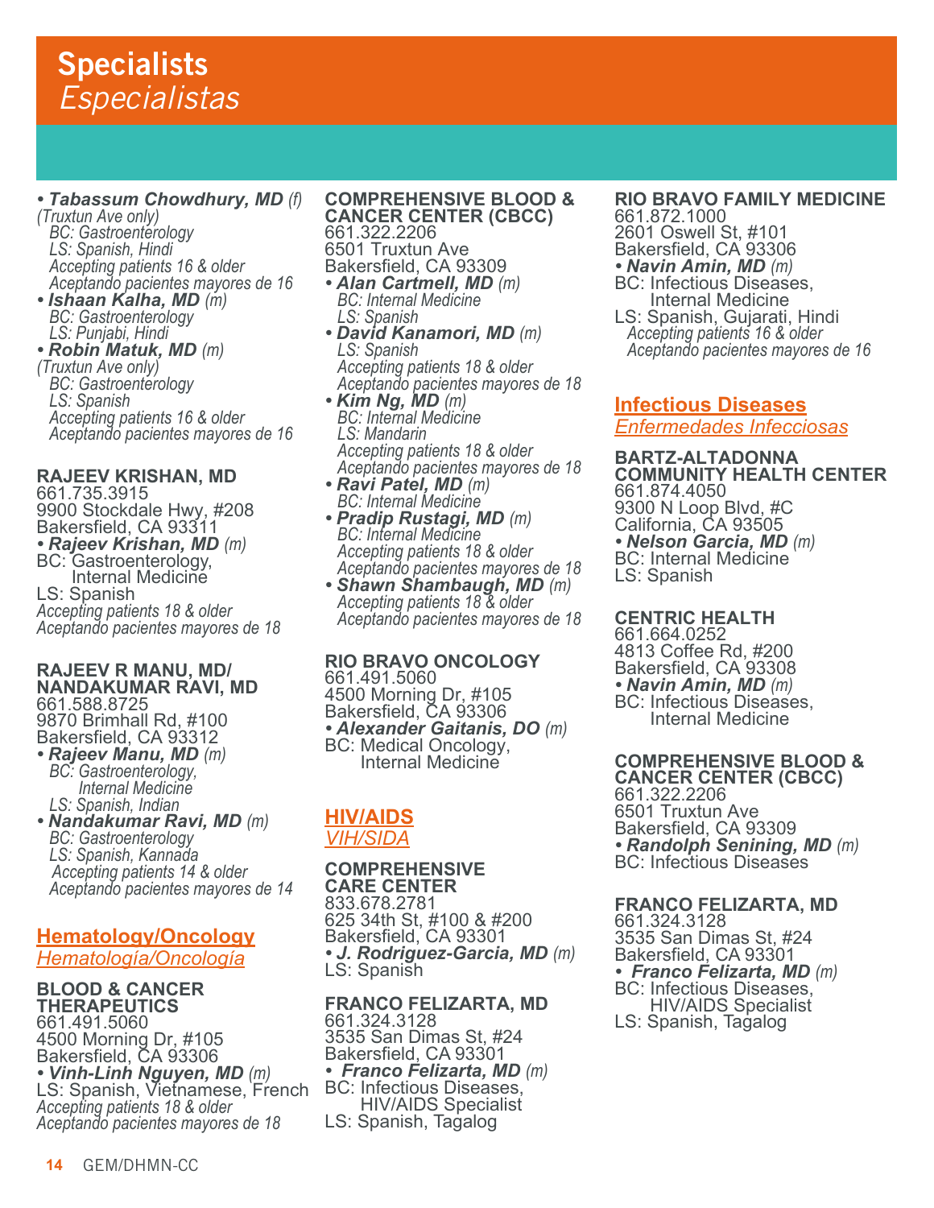# Specialists
*Especialistas*

- ***Tabassum Chowdhury, MD*** *(f)*
*(Truxtun Ave only)*
*BC: Gastroenterology*
*LS: Spanish, Hindi*
*Accepting patients 16 & older*
*Aceptando pacientes mayores de 16*
- ***Ishaan Kalha, MD*** *(m)*
*BC: Gastroenterology*
*LS: Punjabi, Hindi*
- ***Robin Matuk, MD*** *(m)*
*(Truxtun Ave only)*
*BC: Gastroenterology*
*LS: Spanish*
*Accepting patients 16 & older*
*Aceptando pacientes mayores de 16*

**RAJEEV KRISHAN, MD**
661.735.3915
9900 Stockdale Hwy, #208
Bakersfield, CA 93311
- ***Rajeev Krishan, MD*** *(m)*
BC: Gastroenterology,
Internal Medicine
LS: Spanish
*Accepting patients 18 & older*
*Aceptando pacientes mayores de 18*

**RAJEEV R MANU, MD/ NANDAKUMAR RAVI, MD**
661.588.8725
9870 Brimhall Rd, #100
Bakersfield, CA 93312
- ***Rajeev Manu, MD*** *(m)*
*BC: Gastroenterology,*
*Internal Medicine*
*LS: Spanish, Indian*
- ***Nandakumar Ravi, MD*** *(m)*
*BC: Gastroenterology*
*LS: Spanish, Kannada*
*Accepting patients 14 & older*
*Aceptando pacientes mayores de 14*

## Hematology/Oncology
*Hematología/Oncología*

**BLOOD & CANCER THERAPEUTICS**
661.491.5060
4500 Morning Dr, #105
Bakersfield, CA 93306
- ***Vinh-Linh Nguyen, MD*** *(m)*
LS: Spanish, Vietnamese, French
*Accepting patients 18 & older*
*Aceptando pacientes mayores de 18*

**COMPREHENSIVE BLOOD & CANCER CENTER (CBCC)**
661.322.2206
6501 Truxtun Ave
Bakersfield, CA 93309
- ***Alan Cartmell, MD*** *(m)*
*BC: Internal Medicine*
*LS: Spanish*
- ***David Kanamori, MD*** *(m)*
*LS: Spanish*
*Accepting patients 18 & older*
*Aceptando pacientes mayores de 18*
- ***Kim Ng, MD*** *(m)*
*BC: Internal Medicine*
*LS: Mandarin*
*Accepting patients 18 & older*
*Aceptando pacientes mayores de 18*
- ***Ravi Patel, MD*** *(m)*
*BC: Internal Medicine*
- ***Pradip Rustagi, MD*** *(m)*
*BC: Internal Medicine*
*Accepting patients 18 & older*
*Aceptando pacientes mayores de 18*
- ***Shawn Shambaugh, MD*** *(m)*
*Accepting patients 18 & older*
*Aceptando pacientes mayores de 18*

**RIO BRAVO ONCOLOGY**
661.491.5060
4500 Morning Dr, #105
Bakersfield, CA 93306
- ***Alexander Gaitanis, DO*** *(m)*
BC: Medical Oncology,
Internal Medicine

## HIV/AIDS
*VIH/SIDA*

**COMPREHENSIVE CARE CENTER**
833.678.2781
625 34th St, #100 & #200
Bakersfield, CA 93301
- ***J. Rodriguez-Garcia, MD*** *(m)*
LS: Spanish

**FRANCO FELIZARTA, MD**
661.324.3128
3535 San Dimas St, #24
Bakersfield, CA 93301
- ***Franco Felizarta, MD*** *(m)*
BC: Infectious Diseases,
HIV/AIDS Specialist
LS: Spanish, Tagalog

**RIO BRAVO FAMILY MEDICINE**
661.872.1000
2601 Oswell St, #101
Bakersfield, CA 93306
- ***Navin Amin, MD*** *(m)*
BC: Infectious Diseases,
Internal Medicine
LS: Spanish, Gujarati, Hindi
*Accepting patients 16 & older*
*Aceptando pacientes mayores de 16*

## Infectious Diseases
*Enfermedades Infecciosas*

**BARTZ-ALTADONNA COMMUNITY HEALTH CENTER**
661.874.4050
9300 N Loop Blvd, #C
California, CA 93505
- ***Nelson Garcia, MD*** *(m)*
BC: Internal Medicine
LS: Spanish

**CENTRIC HEALTH**
661.664.0252
4813 Coffee Rd, #200
Bakersfield, CA 93308
- ***Navin Amin, MD*** *(m)*
BC: Infectious Diseases,
Internal Medicine

**COMPREHENSIVE BLOOD & CANCER CENTER (CBCC)**
661.322.2206
6501 Truxtun Ave
Bakersfield, CA 93309
- ***Randolph Senining, MD*** *(m)*
BC: Infectious Diseases

**FRANCO FELIZARTA, MD**
661.324.3128
3535 San Dimas St, #24
Bakersfield, CA 93301
- ***Franco Felizarta, MD*** *(m)*
BC: Infectious Diseases,
HIV/AIDS Specialist
LS: Spanish, Tagalog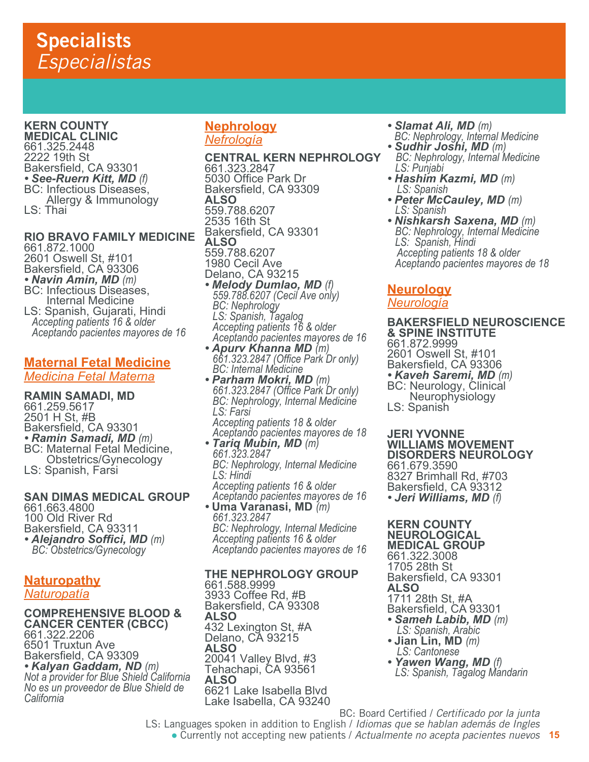# Specialists
*Especialistas*

**KERN COUNTY MEDICAL CLINIC**
661.325.2448
2222 19th St
Bakersfield, CA 93301
- ***See-Ruern Kitt, MD*** *(f)*
BC: Infectious Diseases, Allergy & Immunology
LS: Thai

**RIO BRAVO FAMILY MEDICINE**
661.872.1000
2601 Oswell St, #101
Bakersfield, CA 93306
- ***Navin Amin, MD*** *(m)*
BC: Infectious Diseases, Internal Medicine
LS: Spanish, Gujarati, Hindi
*Accepting patients 16 & older*
*Aceptando pacientes mayores de 16*

## Maternal Fetal Medicine
*Medicina Fetal Materna*

**RAMIN SAMADI, MD**
661.259.5617
2501 H St, #B
Bakersfield, CA 93301
- ***Ramin Samadi, MD*** *(m)*
BC: Maternal Fetal Medicine, Obstetrics/Gynecology
LS: Spanish, Farsi

**SAN DIMAS MEDICAL GROUP**
661.663.4800
100 Old River Rd
Bakersfield, CA 93311
- ***Alejandro Soffici, MD*** *(m)*
*BC: Obstetrics/Gynecology*

## Naturopathy
*Naturopatía*

**COMPREHENSIVE BLOOD & CANCER CENTER (CBCC)**
661.322.2206
6501 Truxtun Ave
Bakersfield, CA 93309
- ***Kalyan Gaddam, ND*** *(m)*
*Not a provider for Blue Shield California*
*No es un proveedor de Blue Shield de California*

## Nephrology
*Nefrología*

**CENTRAL KERN NEPHROLOGY**
661.323.2847
5030 Office Park Dr
Bakersfield, CA 93309
**ALSO**
559.788.6207
2535 16th St
Bakersfield, CA 93301
**ALSO**
559.788.6207
1980 Cecil Ave
Delano, CA 93215
- ***Melody Dumlao, MD*** *(f)*
*559.788.6207 (Cecil Ave only)*
*BC: Nephrology*
*LS: Spanish, Tagalog*
*Accepting patients 16 & older*
*Aceptando pacientes mayores de 16*
- ***Apurv Khanna MD*** *(m)*
*661.323.2847 (Office Park Dr only)*
*BC: Internal Medicine*
- ***Parham Mokri, MD*** *(m)*
*661.323.2847 (Office Park Dr only)*
*BC: Nephrology, Internal Medicine*
*LS: Farsi*
*Accepting patients 18 & older*
*Aceptando pacientes mayores de 18*
- ***Tariq Mubin, MD*** *(m)*
*661.323.2847*
*BC: Nephrology, Internal Medicine*
*LS: Hindi*
*Accepting patients 16 & older*
*Aceptando pacientes mayores de 16*
- **Uma Varanasi, MD** *(m)*
*661.323.2847*
*BC: Nephrology, Internal Medicine*
*Accepting patients 16 & older*
*Aceptando pacientes mayores de 16*

**THE NEPHROLOGY GROUP**
661.588.9999
3933 Coffee Rd, #B
Bakersfield, CA 93308
**ALSO**
432 Lexington St, #A
Delano, CA 93215
**ALSO**
20041 Valley Blvd, #3
Tehachapi, CA 93561
**ALSO**
6621 Lake Isabella Blvd
Lake Isabella, CA 93240
- ***Slamat Ali, MD*** *(m)*
*BC: Nephrology, Internal Medicine*
- ***Sudhir Joshi, MD*** *(m)*
*BC: Nephrology, Internal Medicine*
*LS: Punjabi*
- ***Hashim Kazmi, MD*** *(m)*
*LS: Spanish*
- ***Peter McCauley, MD*** *(m)*
*LS: Spanish*
- ***Nishkarsh Saxena, MD*** *(m)*
*BC: Nephrology, Internal Medicine*
*LS: Spanish, Hindi*
*Accepting patients 18 & older*
*Aceptando pacientes mayores de 18*

## Neurology
*Neurología*

**BAKERSFIELD NEUROSCIENCE & SPINE INSTITUTE**
661.872.9999
2601 Oswell St, #101
Bakersfield, CA 93306
- ***Kaveh Saremi, MD*** *(m)*
BC: Neurology, Clinical Neurophysiology
LS: Spanish

**JERI YVONNE WILLIAMS MOVEMENT DISORDERS NEUROLOGY**
661.679.3590
8327 Brimhall Rd, #703
Bakersfield, CA 93312
- ***Jeri Williams, MD*** *(f)*

**KERN COUNTY NEUROLOGICAL MEDICAL GROUP**
661.322.3008
1705 28th St
Bakersfield, CA 93301
**ALSO**
1711 28th St, #A
Bakersfield, CA 93301
- ***Sameh Labib, MD*** *(m)*
*LS: Spanish, Arabic*
- **Jian Lin, MD** *(m)*
*LS: Cantonese*
- ***Yawen Wang, MD*** *(f)*
*LS: Spanish, Tagalog Mandarin*

BC: Board Certified / *Certificado por la junta*
LS: Languages spoken in addition to English / *Idiomas que se hablan además de Ingles*
● Currently not accepting new patients / *Actualmente no acepta pacientes nuevos*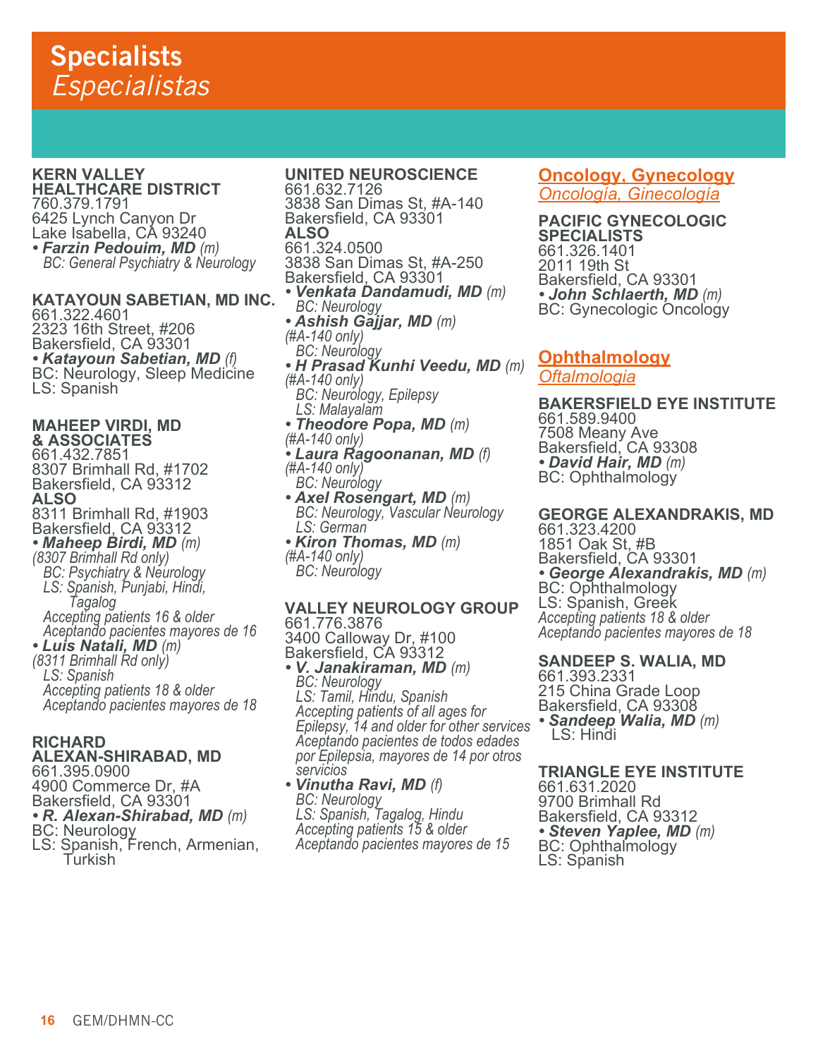# Specialists
*Especialistas*

**KERN VALLEY HEALTHCARE DISTRICT**
760.379.1791
6425 Lynch Canyon Dr
Lake Isabella, CA 93240
- ***Farzin Pedouim, MD*** *(m)*
  *BC: General Psychiatry & Neurology*

**KATAYOUN SABETIAN, MD INC.**
661.322.4601
2323 16th Street, #206
Bakersfield, CA 93301
- ***Katayoun Sabetian, MD*** *(f)*
  BC: Neurology, Sleep Medicine
  LS: Spanish

**MAHEEP VIRDI, MD & ASSOCIATES**
661.432.7851
8307 Brimhall Rd, #1702
Bakersfield, CA 93312
**ALSO**
8311 Brimhall Rd, #1903
Bakersfield, CA 93312
- ***Maheep Birdi, MD*** *(m)*
  *(8307 Brimhall Rd only)*
  *BC: Psychiatry & Neurology*
  *LS: Spanish, Punjabi, Hindi, Tagalog*
  *Accepting patients 16 & older*
  *Aceptando pacientes mayores de 16*
- ***Luis Natali, MD*** *(m)*
  *(8311 Brimhall Rd only)*
  *LS: Spanish*
  *Accepting patients 18 & older*
  *Aceptando pacientes mayores de 18*

**RICHARD ALEXAN-SHIRABAD, MD**
661.395.0900
4900 Commerce Dr, #A
Bakersfield, CA 93301
- ***R. Alexan-Shirabad, MD*** *(m)*
  BC: Neurology
  LS: Spanish, French, Armenian, Turkish

**UNITED NEUROSCIENCE**
661.632.7126
3838 San Dimas St, #A-140
Bakersfield, CA 93301
**ALSO**
661.324.0500
3838 San Dimas St, #A-250
Bakersfield, CA 93301
- ***Venkata Dandamudi, MD*** *(m)*
  *BC: Neurology*
- ***Ashish Gajjar, MD*** *(m)*
  *(#A-140 only)*
  *BC: Neurology*
- ***H Prasad Kunhi Veedu, MD*** *(m)*
  *(#A-140 only)*
  *BC: Neurology, Epilepsy*
  *LS: Malayalam*
- ***Theodore Popa, MD*** *(m)*
  *(#A-140 only)*
- ***Laura Ragoonanan, MD*** *(f)*
  *(#A-140 only)*
  *BC: Neurology*
- ***Axel Rosengart, MD*** *(m)*
  *BC: Neurology, Vascular Neurology*
  *LS: German*
- ***Kiron Thomas, MD*** *(m)*
  *(#A-140 only)*
  *BC: Neurology*

**VALLEY NEUROLOGY GROUP**
661.776.3876
3400 Calloway Dr, #100
Bakersfield, CA 93312
- ***V. Janakiraman, MD*** *(m)*
  *BC: Neurology*
  *LS: Tamil, Hindu, Spanish*
  *Accepting patients of all ages for Epilepsy, 14 and older for other services*
  *Aceptando pacientes de todos edades por Epilepsia, mayores de 14 por otros servicios*
- ***Vinutha Ravi, MD*** *(f)*
  *BC: Neurology*
  *LS: Spanish, Tagalog, Hindu*
  *Accepting patients 15 & older*
  *Aceptando pacientes mayores de 15*

## Oncology, Gynecology
*Oncología, Ginecología*

**PACIFIC GYNECOLOGIC SPECIALISTS**
661.326.1401
2011 19th St
Bakersfield, CA 93301
- ***John Schlaerth, MD*** *(m)*
  BC: Gynecologic Oncology

## Ophthalmology
*Oftalmologia*

**BAKERSFIELD EYE INSTITUTE**
661.589.9400
7508 Meany Ave
Bakersfield, CA 93308
- ***David Hair, MD*** *(m)*
  BC: Ophthalmology

**GEORGE ALEXANDRAKIS, MD**
661.323.4200
1851 Oak St, #B
Bakersfield, CA 93301
- ***George Alexandrakis, MD*** *(m)*
  BC: Ophthalmology
  LS: Spanish, Greek
  *Accepting patients 18 & older*
  *Aceptando pacientes mayores de 18*

**SANDEEP S. WALIA, MD**
661.393.2331
215 China Grade Loop
Bakersfield, CA 93308
- ***Sandeep Walia, MD*** *(m)*
  LS: Hindi

**TRIANGLE EYE INSTITUTE**
661.631.2020
9700 Brimhall Rd
Bakersfield, CA 93312
- ***Steven Yaplee, MD*** *(m)*
  BC: Ophthalmology
  LS: Spanish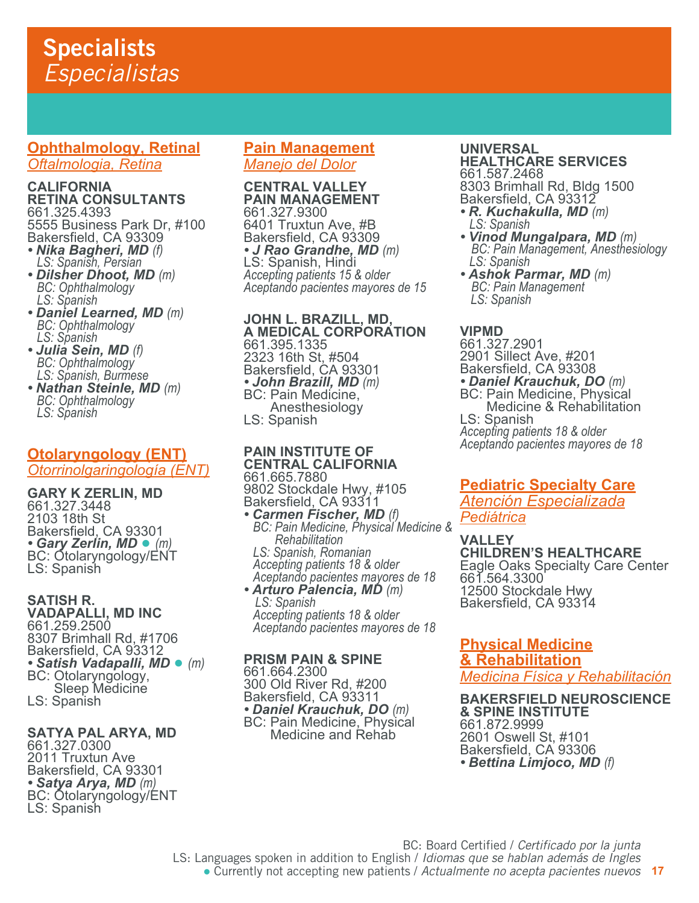# Specialists
*Especialistas*

## Ophthalmology, Retinal
*Oftalmologia, Retina*

**CALIFORNIA RETINA CONSULTANTS**
661.325.4393
5555 Business Park Dr, #100
Bakersfield, CA 93309
- ***Nika Bagheri, MD*** *(f)*
  *LS: Spanish, Persian*
- ***Dilsher Dhoot, MD*** *(m)*
  *BC: Ophthalmology*
  *LS: Spanish*
- ***Daniel Learned, MD*** *(m)*
  *BC: Ophthalmology*
  *LS: Spanish*
- ***Julia Sein, MD*** *(f)*
  *BC: Ophthalmology*
  *LS: Spanish, Burmese*
- ***Nathan Steinle, MD*** *(m)*
  *BC: Ophthalmology*
  *LS: Spanish*

## Otolaryngology (ENT)
*Otorrinolgaringología (ENT)*

**GARY K ZERLIN, MD**
661.327.3448
2103 18th St
Bakersfield, CA 93301
- ***Gary Zerlin, MD*** ● *(m)*
  BC: Otolaryngology/ENT
  LS: Spanish

**SATISH R. VADAPALLI, MD INC**
661.259.2500
8307 Brimhall Rd, #1706
Bakersfield, CA 93312
- ***Satish Vadapalli, MD*** ● *(m)*
  BC: Otolaryngology, Sleep Medicine
  LS: Spanish

**SATYA PAL ARYA, MD**
661.327.0300
2011 Truxtun Ave
Bakersfield, CA 93301
- ***Satya Arya, MD*** *(m)*
  BC: Otolaryngology/ENT
  LS: Spanish

## Pain Management
*Manejo del Dolor*

**CENTRAL VALLEY PAIN MANAGEMENT**
661.327.9300
6401 Truxtun Ave, #B
Bakersfield, CA 93309
- ***J Rao Grandhe, MD*** *(m)*
  LS: Spanish, Hindi
  *Accepting patients 15 & older*
  *Aceptando pacientes mayores de 15*

**JOHN L. BRAZILL, MD, A MEDICAL CORPORATION**
661.395.1335
2323 16th St, #504
Bakersfield, CA 93301
- ***John Brazill, MD*** *(m)*
  BC: Pain Medicine, Anesthesiology
  LS: Spanish

**PAIN INSTITUTE OF CENTRAL CALIFORNIA**
661.665.7880
9802 Stockdale Hwy, #105
Bakersfield, CA 93311
- ***Carmen Fischer, MD*** *(f)*
  *BC: Pain Medicine, Physical Medicine & Rehabilitation*
  *LS: Spanish, Romanian*
  *Accepting patients 18 & older*
  *Aceptando pacientes mayores de 18*
- ***Arturo Palencia, MD*** *(m)*
  *LS: Spanish*
  *Accepting patients 18 & older*
  *Aceptando pacientes mayores de 18*

**PRISM PAIN & SPINE**
661.664.2300
300 Old River Rd, #200
Bakersfield, CA 93311
- ***Daniel Krauchuk, DO*** *(m)*
  BC: Pain Medicine, Physical Medicine and Rehab

**UNIVERSAL HEALTHCARE SERVICES**
661.587.2468
8303 Brimhall Rd, Bldg 1500
Bakersfield, CA 93312
- ***R. Kuchakulla, MD*** *(m)*
  *LS: Spanish*
- ***Vinod Mungalpara, MD*** *(m)*
  *BC: Pain Management, Anesthesiology*
  *LS: Spanish*
- ***Ashok Parmar, MD*** *(m)*
  *BC: Pain Management*
  *LS: Spanish*

**VIPMD**
661.327.2901
2901 Sillect Ave, #201
Bakersfield, CA 93308
- ***Daniel Krauchuk, DO*** *(m)*
  BC: Pain Medicine, Physical Medicine & Rehabilitation
  LS: Spanish
  *Accepting patients 18 & older*
  *Aceptando pacientes mayores de 18*

## Pediatric Specialty Care
*Atención Especializada Pediátrica*

**VALLEY CHILDREN'S HEALTHCARE**
Eagle Oaks Specialty Care Center
661.564.3300
12500 Stockdale Hwy
Bakersfield, CA 93314

## Physical Medicine & Rehabilitation
*Medicina Física y Rehabilitación*

**BAKERSFIELD NEUROSCIENCE & SPINE INSTITUTE**
661.872.9999
2601 Oswell St, #101
Bakersfield, CA 93306
- ***Bettina Limjoco, MD*** *(f)*

BC: Board Certified / *Certificado por la junta*
LS: Languages spoken in addition to English / *Idiomas que se hablan además de Ingles*
● Currently not accepting new patients / *Actualmente no acepta pacientes nuevos*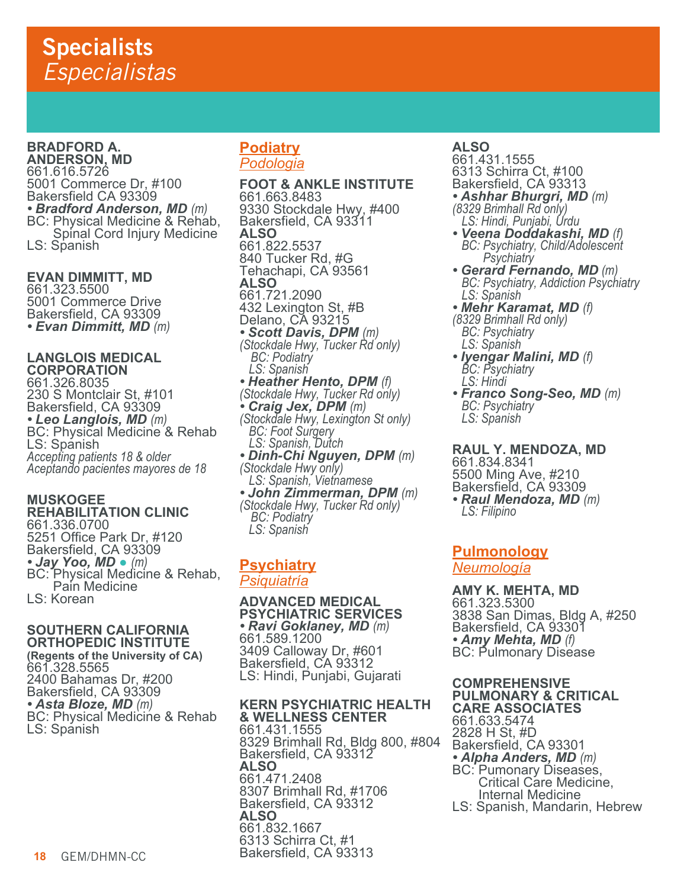# Specialists
*Especialistas*

**BRADFORD A. ANDERSON, MD**
661.616.5726
5001 Commerce Dr, #100
Bakersfield CA 93309
- ***Bradford Anderson, MD*** *(m)*
BC: Physical Medicine & Rehab, Spinal Cord Injury Medicine
LS: Spanish

**EVAN DIMMITT, MD**
661.323.5500
5001 Commerce Drive
Bakersfield, CA 93309
- ***Evan Dimmitt, MD*** *(m)*

**LANGLOIS MEDICAL CORPORATION**
661.326.8035
230 S Montclair St, #101
Bakersfield, CA 93309
- ***Leo Langlois, MD*** *(m)*
BC: Physical Medicine & Rehab
LS: Spanish
*Accepting patients 18 & older*
*Aceptando pacientes mayores de 18*

**MUSKOGEE REHABILITATION CLINIC**
661.336.0700
5251 Office Park Dr, #120
Bakersfield, CA 93309
- ***Jay Yoo, MD*** ● *(m)*
BC: Physical Medicine & Rehab, Pain Medicine
LS: Korean

**SOUTHERN CALIFORNIA ORTHOPEDIC INSTITUTE**
**(Regents of the University of CA)**
661.328.5565
2400 Bahamas Dr, #200
Bakersfield, CA 93309
- ***Asta Bloze, MD*** *(m)*
BC: Physical Medicine & Rehab
LS: Spanish

## Podiatry
*Podología*

**FOOT & ANKLE INSTITUTE**
661.663.8483
9330 Stockdale Hwy, #400
Bakersfield, CA 93311
**ALSO**
661.822.5537
840 Tucker Rd, #G
Tehachapi, CA 93561
**ALSO**
661.721.2090
432 Lexington St, #B
Delano, CA 93215
- ***Scott Davis, DPM*** *(m)*
*(Stockdale Hwy, Tucker Rd only)*
*BC: Podiatry*
*LS: Spanish*
- ***Heather Hento, DPM*** *(f)*
*(Stockdale Hwy, Tucker Rd only)*
- ***Craig Jex, DPM*** *(m)*
*(Stockdale Hwy, Lexington St only)*
*BC: Foot Surgery*
*LS: Spanish, Dutch*
- ***Dinh-Chi Nguyen, DPM*** *(m)*
*(Stockdale Hwy only)*
*LS: Spanish, Vietnamese*
- ***John Zimmerman, DPM*** *(m)*
*(Stockdale Hwy, Tucker Rd only)*
*BC: Podiatry*
*LS: Spanish*

## Psychiatry
*Psiquiatría*

**ADVANCED MEDICAL PSYCHIATRIC SERVICES**
- ***Ravi Goklaney, MD*** *(m)*
661.589.1200
3409 Calloway Dr, #601
Bakersfield, CA 93312
LS: Hindi, Punjabi, Gujarati

**KERN PSYCHIATRIC HEALTH & WELLNESS CENTER**
661.431.1555
8329 Brimhall Rd, Bldg 800, #804
Bakersfield, CA 93312
**ALSO**
661.471.2408
8307 Brimhall Rd, #1706
Bakersfield, CA 93312
**ALSO**
661.832.1667
6313 Schirra Ct, #1
Bakersfield, CA 93313
**ALSO**
661.431.1555
6313 Schirra Ct, #100
Bakersfield, CA 93313
- ***Ashhar Bhurgri, MD*** *(m)*
*(8329 Brimhall Rd only)*
*LS: Hindi, Punjabi, Urdu*
- ***Veena Doddakashi, MD*** *(f)*
*BC: Psychiatry, Child/Adolescent Psychiatry*
- ***Gerard Fernando, MD*** *(m)*
*BC: Psychiatry, Addiction Psychiatry*
*LS: Spanish*
- ***Mehr Karamat, MD*** *(f)*
*(8329 Brimhall Rd only)*
*BC: Psychiatry*
*LS: Spanish*
- ***Iyengar Malini, MD*** *(f)*
*BC: Psychiatry*
*LS: Hindi*
- ***Franco Song-Seo, MD*** *(m)*
*BC: Psychiatry*
*LS: Spanish*

**RAUL Y. MENDOZA, MD**
661.834.8341
5500 Ming Ave, #210
Bakersfield, CA 93309
- ***Raul Mendoza, MD*** *(m)*
*LS: Filipino*

## Pulmonology
*Neumología*

**AMY K. MEHTA, MD**
661.323.5300
3838 San Dimas, Bldg A, #250
Bakersfield, CA 93301
- ***Amy Mehta, MD*** *(f)*
BC: Pulmonary Disease

**COMPREHENSIVE PULMONARY & CRITICAL CARE ASSOCIATES**
661.633.5474
2828 H St, #D
Bakersfield, CA 93301
- ***Alpha Anders, MD*** *(m)*
BC: Pumonary Diseases, Critical Care Medicine, Internal Medicine
LS: Spanish, Mandarin, Hebrew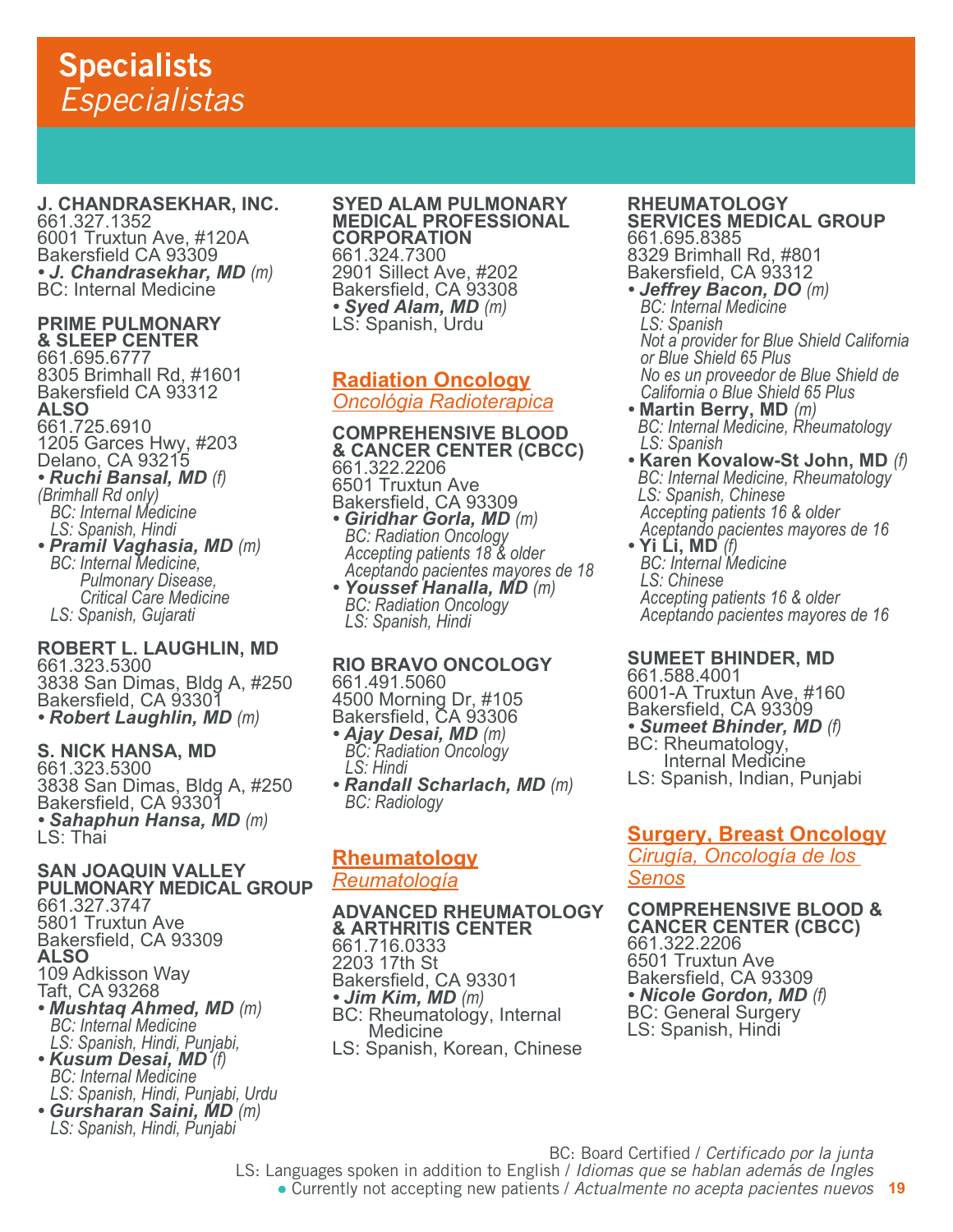# Specialists
*Especialistas*

**J. CHANDRASEKHAR, INC.**
661.327.1352
6001 Truxtun Ave, #120A
Bakersfield CA 93309
- ***J. Chandrasekhar, MD*** *(m)*
BC: Internal Medicine

**PRIME PULMONARY & SLEEP CENTER**
661.695.6777
8305 Brimhall Rd, #1601
Bakersfield CA 93312
**ALSO**
661.725.6910
1205 Garces Hwy, #203
Delano, CA 93215
- ***Ruchi Bansal, MD*** *(f)*
*(Brimhall Rd only)*
*BC: Internal Medicine*
*LS: Spanish, Hindi*
- ***Pramil Vaghasia, MD*** *(m)*
*BC: Internal Medicine, Pulmonary Disease, Critical Care Medicine*
*LS: Spanish, Gujarati*

**ROBERT L. LAUGHLIN, MD**
661.323.5300
3838 San Dimas, Bldg A, #250
Bakersfield, CA 93301
- ***Robert Laughlin, MD*** *(m)*

**S. NICK HANSA, MD**
661.323.5300
3838 San Dimas, Bldg A, #250
Bakersfield, CA 93301
- ***Sahaphun Hansa, MD*** *(m)*
LS: Thai

**SAN JOAQUIN VALLEY PULMONARY MEDICAL GROUP**
661.327.3747
5801 Truxtun Ave
Bakersfield, CA 93309
**ALSO**
109 Adkisson Way
Taft, CA 93268
- ***Mushtaq Ahmed, MD*** *(m)*
*BC: Internal Medicine*
*LS: Spanish, Hindi, Punjabi,*
- ***Kusum Desai, MD*** *(f)*
*BC: Internal Medicine*
*LS: Spanish, Hindi, Punjabi, Urdu*
- ***Gursharan Saini, MD*** *(m)*
*LS: Spanish, Hindi, Punjabi*

**SYED ALAM PULMONARY MEDICAL PROFESSIONAL CORPORATION**
661.324.7300
2901 Sillect Ave, #202
Bakersfield, CA 93308
- ***Syed Alam, MD*** *(m)*
LS: Spanish, Urdu

## Radiation Oncology
*Oncológia Radioterapica*

**COMPREHENSIVE BLOOD & CANCER CENTER (CBCC)**
661.322.2206
6501 Truxtun Ave
Bakersfield, CA 93309
- ***Giridhar Gorla, MD*** *(m)*
*BC: Radiation Oncology*
*Accepting patients 18 & older*
*Aceptando pacientes mayores de 18*
- ***Youssef Hanalla, MD*** *(m)*
*BC: Radiation Oncology*
*LS: Spanish, Hindi*

**RIO BRAVO ONCOLOGY**
661.491.5060
4500 Morning Dr, #105
Bakersfield, CA 93306
- ***Ajay Desai, MD*** *(m)*
*BC: Radiation Oncology*
*LS: Hindi*
- ***Randall Scharlach, MD*** *(m)*
*BC: Radiology*

## Rheumatology
*Reumatología*

**ADVANCED RHEUMATOLOGY & ARTHRITIS CENTER**
661.716.0333
2203 17th St
Bakersfield, CA 93301
- ***Jim Kim, MD*** *(m)*
BC: Rheumatology, Internal Medicine
LS: Spanish, Korean, Chinese

**RHEUMATOLOGY SERVICES MEDICAL GROUP**
661.695.8385
8329 Brimhall Rd, #801
Bakersfield, CA 93312
- ***Jeffrey Bacon, DO*** *(m)*
*BC: Internal Medicine*
*LS: Spanish*
*Not a provider for Blue Shield California or Blue Shield 65 Plus*
*No es un proveedor de Blue Shield de California o Blue Shield 65 Plus*
- **Martin Berry, MD** *(m)*
*BC: Internal Medicine, Rheumatology*
*LS: Spanish*
- **Karen Kovalow-St John, MD** *(f)*
*BC: Internal Medicine, Rheumatology*
*LS: Spanish, Chinese*
*Accepting patients 16 & older*
*Aceptando pacientes mayores de 16*
- **Yi Li, MD** *(f)*
*BC: Internal Medicine*
*LS: Chinese*
*Accepting patients 16 & older*
*Aceptando pacientes mayores de 16*

**SUMEET BHINDER, MD**
661.588.4001
6001-A Truxtun Ave, #160
Bakersfield, CA 93309
- ***Sumeet Bhinder, MD*** *(f)*
BC: Rheumatology, Internal Medicine
LS: Spanish, Indian, Punjabi

## Surgery, Breast Oncology
*Cirugía, Oncología de los Senos*

**COMPREHENSIVE BLOOD & CANCER CENTER (CBCC)**
661.322.2206
6501 Truxtun Ave
Bakersfield, CA 93309
- ***Nicole Gordon, MD*** *(f)*
BC: General Surgery
LS: Spanish, Hindi

BC: Board Certified / *Certificado por la junta*
LS: Languages spoken in addition to English / *Idiomas que se hablan además de Ingles*
● Currently not accepting new patients / *Actualmente no acepta pacientes nuevos*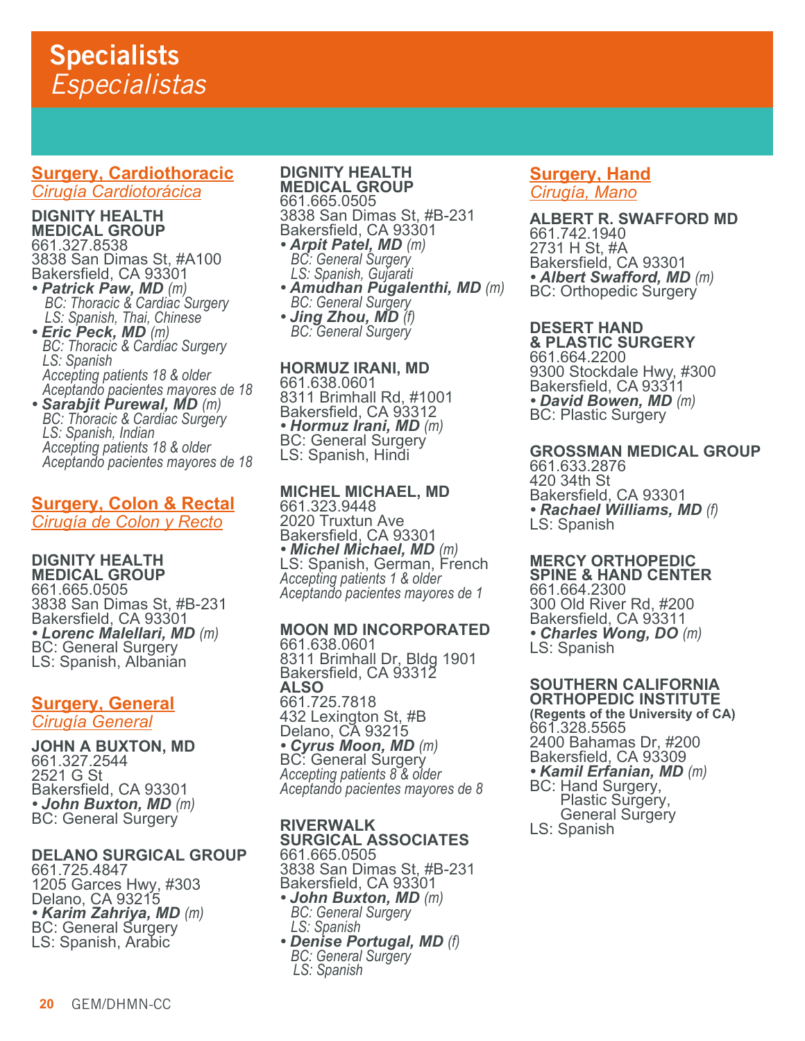# Specialists
*Especialistas*

## Surgery, Cardiothoracic
*Cirugía Cardiotorácica*

**DIGNITY HEALTH MEDICAL GROUP**
661.327.8538
3838 San Dimas St, #A100
Bakersfield, CA 93301
- ***Patrick Paw, MD*** *(m)*
  *BC: Thoracic & Cardiac Surgery*
  *LS: Spanish, Thai, Chinese*
- ***Eric Peck, MD*** *(m)*
  *BC: Thoracic & Cardiac Surgery*
  *LS: Spanish*
  *Accepting patients 18 & older*
  *Aceptando pacientes mayores de 18*
- ***Sarabjit Purewal, MD*** *(m)*
  *BC: Thoracic & Cardiac Surgery*
  *LS: Spanish, Indian*
  *Accepting patients 18 & older*
  *Aceptando pacientes mayores de 18*

## Surgery, Colon & Rectal
*Cirugía de Colon y Recto*

**DIGNITY HEALTH MEDICAL GROUP**
661.665.0505
3838 San Dimas St, #B-231
Bakersfield, CA 93301
- ***Lorenc Malellari, MD*** *(m)*
  BC: General Surgery
  LS: Spanish, Albanian

## Surgery, General
*Cirugía General*

**JOHN A BUXTON, MD**
661.327.2544
2521 G St
Bakersfield, CA 93301
- ***John Buxton, MD*** *(m)*
  BC: General Surgery

**DELANO SURGICAL GROUP**
661.725.4847
1205 Garces Hwy, #303
Delano, CA 93215
- ***Karim Zahriya, MD*** *(m)*
  BC: General Surgery
  LS: Spanish, Arabic

**DIGNITY HEALTH MEDICAL GROUP**
661.665.0505
3838 San Dimas St, #B-231
Bakersfield, CA 93301
- ***Arpit Patel, MD*** *(m)*
  *BC: General Surgery*
  *LS: Spanish, Gujarati*
- ***Amudhan Pugalenthi, MD*** *(m)*
  *BC: General Surgery*
- ***Jing Zhou, MD*** *(f)*
  *BC: General Surgery*

**HORMUZ IRANI, MD**
661.638.0601
8311 Brimhall Rd, #1001
Bakersfield, CA 93312
- ***Hormuz Irani, MD*** *(m)*
  BC: General Surgery
  LS: Spanish, Hindi

**MICHEL MICHAEL, MD**
661.323.9448
2020 Truxtun Ave
Bakersfield, CA 93301
- ***Michel Michael, MD*** *(m)*
  LS: Spanish, German, French
  *Accepting patients 1 & older*
  *Aceptando pacientes mayores de 1*

**MOON MD INCORPORATED**
661.638.0601
8311 Brimhall Dr, Bldg 1901
Bakersfield, CA 93312
**ALSO**
661.725.7818
432 Lexington St, #B
Delano, CA 93215
- ***Cyrus Moon, MD*** *(m)*
  BC: General Surgery
  *Accepting patients 8 & older*
  *Aceptando pacientes mayores de 8*

**RIVERWALK SURGICAL ASSOCIATES**
661.665.0505
3838 San Dimas St, #B-231
Bakersfield, CA 93301
- ***John Buxton, MD*** *(m)*
  *BC: General Surgery*
  *LS: Spanish*
- ***Denise Portugal, MD*** *(f)*
  *BC: General Surgery*
  *LS: Spanish*

## Surgery, Hand
*Cirugía, Mano*

**ALBERT R. SWAFFORD MD**
661.742.1940
2731 H St, #A
Bakersfield, CA 93301
- ***Albert Swafford, MD*** *(m)*
  BC: Orthopedic Surgery

**DESERT HAND & PLASTIC SURGERY**
661.664.2200
9300 Stockdale Hwy, #300
Bakersfield, CA 93311
- ***David Bowen, MD*** *(m)*
  BC: Plastic Surgery

**GROSSMAN MEDICAL GROUP**
661.633.2876
420 34th St
Bakersfield, CA 93301
- ***Rachael Williams, MD*** *(f)*
  LS: Spanish

**MERCY ORTHOPEDIC SPINE & HAND CENTER**
661.664.2300
300 Old River Rd, #200
Bakersfield, CA 93311
- ***Charles Wong, DO*** *(m)*
  LS: Spanish

**SOUTHERN CALIFORNIA ORTHOPEDIC INSTITUTE**
**(Regents of the University of CA)**
661.328.5565
2400 Bahamas Dr, #200
Bakersfield, CA 93309
- ***Kamil Erfanian, MD*** *(m)*
  BC: Hand Surgery,
  Plastic Surgery,
  General Surgery
  LS: Spanish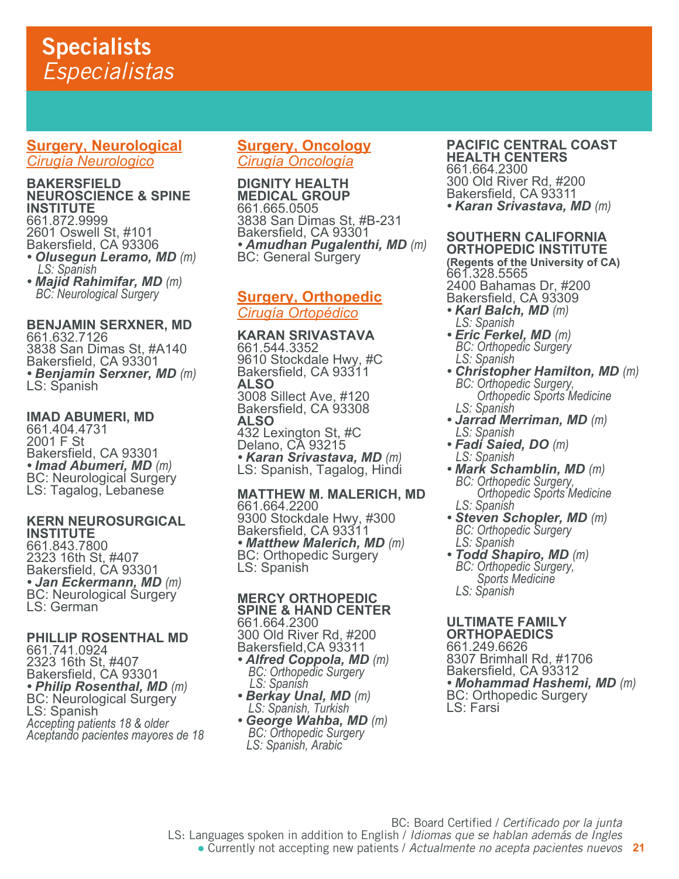# Specialists
*Especialistas*

## Surgery, Neurological
*Cirugía Neurologico*

**BAKERSFIELD NEUROSCIENCE & SPINE INSTITUTE**
661.872.9999
2601 Oswell St, #101
Bakersfield, CA 93306
- ***Olusegun Leramo, MD*** *(m)*
  *LS: Spanish*
- ***Majid Rahimifar, MD*** *(m)*
  *BC: Neurological Surgery*

**BENJAMIN SERXNER, MD**
661.632.7126
3838 San Dimas St, #A140
Bakersfield, CA 93301
- ***Benjamin Serxner, MD*** *(m)*

LS: Spanish

**IMAD ABUMERI, MD**
661.404.4731
2001 F St
Bakersfield, CA 93301
- ***Imad Abumeri, MD*** *(m)*

BC: Neurological Surgery
LS: Tagalog, Lebanese

**KERN NEUROSURGICAL INSTITUTE**
661.843.7800
2323 16th St, #407
Bakersfield, CA 93301
- ***Jan Eckermann, MD*** *(m)*

BC: Neurological Surgery
LS: German

**PHILLIP ROSENTHAL MD**
661.741.0924
2323 16th St, #407
Bakersfield, CA 93301
- ***Philip Rosenthal, MD*** *(m)*

BC: Neurological Surgery
LS: Spanish
*Accepting patients 18 & older*
*Aceptando pacientes mayores de 18*

## Surgery, Oncology
*Cirugía Oncología*

**DIGNITY HEALTH MEDICAL GROUP**
661.665.0505
3838 San Dimas St, #B-231
Bakersfield, CA 93301
- ***Amudhan Pugalenthi, MD*** *(m)*

BC: General Surgery

## Surgery, Orthopedic
*Cirugía Ortopédico*

**KARAN SRIVASTAVA**
661.544.3352
9610 Stockdale Hwy, #C
Bakersfield, CA 93311
**ALSO**
3008 Sillect Ave, #120
Bakersfield, CA 93308
**ALSO**
432 Lexington St, #C
Delano, CA 93215
- ***Karan Srivastava, MD*** *(m)*

LS: Spanish, Tagalog, Hindi

**MATTHEW M. MALERICH, MD**
661.664.2200
9300 Stockdale Hwy, #300
Bakersfield, CA 93311
- ***Matthew Malerich, MD*** *(m)*

BC: Orthopedic Surgery
LS: Spanish

**MERCY ORTHOPEDIC SPINE & HAND CENTER**
661.664.2300
300 Old River Rd, #200
Bakersfield,CA 93311
- ***Alfred Coppola, MD*** *(m)*
  *BC: Orthopedic Surgery*
  *LS: Spanish*
- ***Berkay Unal, MD*** *(m)*
  *LS: Spanish, Turkish*
- ***George Wahba, MD*** *(m)*
  *BC: Orthopedic Surgery*
  *LS: Spanish, Arabic*

**PACIFIC CENTRAL COAST HEALTH CENTERS**
661.664.2300
300 Old River Rd, #200
Bakersfield, CA 93311
- ***Karan Srivastava, MD*** *(m)*

**SOUTHERN CALIFORNIA ORTHOPEDIC INSTITUTE**
**(Regents of the University of CA)**
661.328.5565
2400 Bahamas Dr, #200
Bakersfield, CA 93309
- ***Karl Balch, MD*** *(m)*
  *LS: Spanish*
- ***Eric Ferkel, MD*** *(m)*
  *BC: Orthopedic Surgery*
  *LS: Spanish*
- ***Christopher Hamilton, MD*** *(m)*
  *BC: Orthopedic Surgery, Orthopedic Sports Medicine*
  *LS: Spanish*
- ***Jarrad Merriman, MD*** *(m)*
  *LS: Spanish*
- ***Fadi Saied, DO*** *(m)*
  *LS: Spanish*
- ***Mark Schamblin, MD*** *(m)*
  *BC: Orthopedic Surgery, Orthopedic Sports Medicine*
  *LS: Spanish*
- ***Steven Schopler, MD*** *(m)*
  *BC: Orthopedic Surgery*
  *LS: Spanish*
- ***Todd Shapiro, MD*** *(m)*
  *BC: Orthopedic Surgery, Sports Medicine*
  *LS: Spanish*

**ULTIMATE FAMILY ORTHOPAEDICS**
661.249.6626
8307 Brimhall Rd, #1706
Bakersfield, CA 93312
- ***Mohammad Hashemi, MD*** *(m)*

BC: Orthopedic Surgery
LS: Farsi

BC: Board Certified / *Certificado por la junta*
LS: Languages spoken in addition to English / *Idiomas que se hablan además de Ingles*
● Currently not accepting new patients / *Actualmente no acepta pacientes nuevos*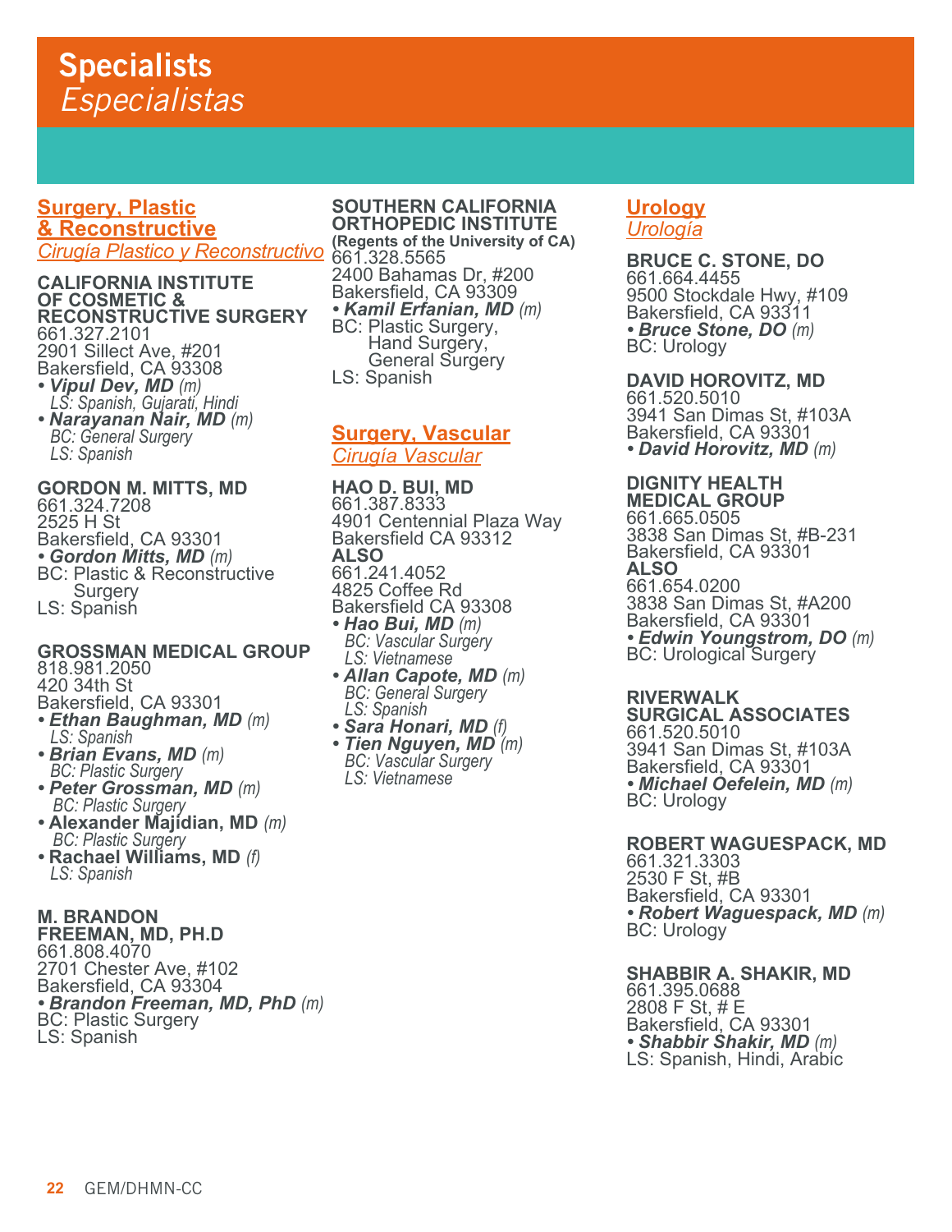# Specialists
*Especialistas*

## Surgery, Plastic & Reconstructive
*Cirugía Plastico y Reconstructivo*

**CALIFORNIA INSTITUTE OF COSMETIC & RECONSTRUCTIVE SURGERY**
661.327.2101
2901 Sillect Ave, #201
Bakersfield, CA 93308
- ***Vipul Dev, MD*** *(m)*
  *LS: Spanish, Gujarati, Hindi*
- ***Narayanan Nair, MD*** *(m)*
  *BC: General Surgery*
  *LS: Spanish*

**GORDON M. MITTS, MD**
661.324.7208
2525 H St
Bakersfield, CA 93301
- ***Gordon Mitts, MD*** *(m)*

BC: Plastic & Reconstructive Surgery
LS: Spanish

**GROSSMAN MEDICAL GROUP**
818.981.2050
420 34th St
Bakersfield, CA 93301
- ***Ethan Baughman, MD*** *(m)*
  *LS: Spanish*
- ***Brian Evans, MD*** *(m)*
  *BC: Plastic Surgery*
- ***Peter Grossman, MD*** *(m)*
  *BC: Plastic Surgery*
- **Alexander Majidian, MD** *(m)*
  *BC: Plastic Surgery*
- **Rachael Williams, MD** *(f)*
  *LS: Spanish*

**M. BRANDON FREEMAN, MD, PH.D**
661.808.4070
2701 Chester Ave, #102
Bakersfield, CA 93304
- ***Brandon Freeman, MD, PhD*** *(m)*

BC: Plastic Surgery
LS: Spanish

**SOUTHERN CALIFORNIA ORTHOPEDIC INSTITUTE**
**(Regents of the University of CA)**
661.328.5565
2400 Bahamas Dr, #200
Bakersfield, CA 93309
- ***Kamil Erfanian, MD*** *(m)*

BC: Plastic Surgery, Hand Surgery, General Surgery
LS: Spanish

## Surgery, Vascular
*Cirugía Vascular*

**HAO D. BUI, MD**
661.387.8333
4901 Centennial Plaza Way
Bakersfield CA 93312
**ALSO**
661.241.4052
4825 Coffee Rd
Bakersfield CA 93308
- ***Hao Bui, MD*** *(m)*
  *BC: Vascular Surgery*
  *LS: Vietnamese*
- ***Allan Capote, MD*** *(m)*
  *BC: General Surgery*
  *LS: Spanish*
- ***Sara Honari, MD*** *(f)*
- ***Tien Nguyen, MD*** *(m)*
  *BC: Vascular Surgery*
  *LS: Vietnamese*

## Urology
*Urología*

**BRUCE C. STONE, DO**
661.664.4455
9500 Stockdale Hwy, #109
Bakersfield, CA 93311
- ***Bruce Stone, DO*** *(m)*

BC: Urology

**DAVID HOROVITZ, MD**
661.520.5010
3941 San Dimas St, #103A
Bakersfield, CA 93301
- ***David Horovitz, MD*** *(m)*

**DIGNITY HEALTH MEDICAL GROUP**
661.665.0505
3838 San Dimas St, #B-231
Bakersfield, CA 93301
**ALSO**
661.654.0200
3838 San Dimas St, #A200
Bakersfield, CA 93301
- ***Edwin Youngstrom, DO*** *(m)*

BC: Urological Surgery

**RIVERWALK SURGICAL ASSOCIATES**
661.520.5010
3941 San Dimas St, #103A
Bakersfield, CA 93301
- ***Michael Oefelein, MD*** *(m)*

BC: Urology

**ROBERT WAGUESPACK, MD**
661.321.3303
2530 F St, #B
Bakersfield, CA 93301
- ***Robert Waguespack, MD*** *(m)*

BC: Urology

**SHABBIR A. SHAKIR, MD**
661.395.0688
2808 F St, # E
Bakersfield, CA 93301
- ***Shabbir Shakir, MD*** *(m)*

LS: Spanish, Hindi, Arabic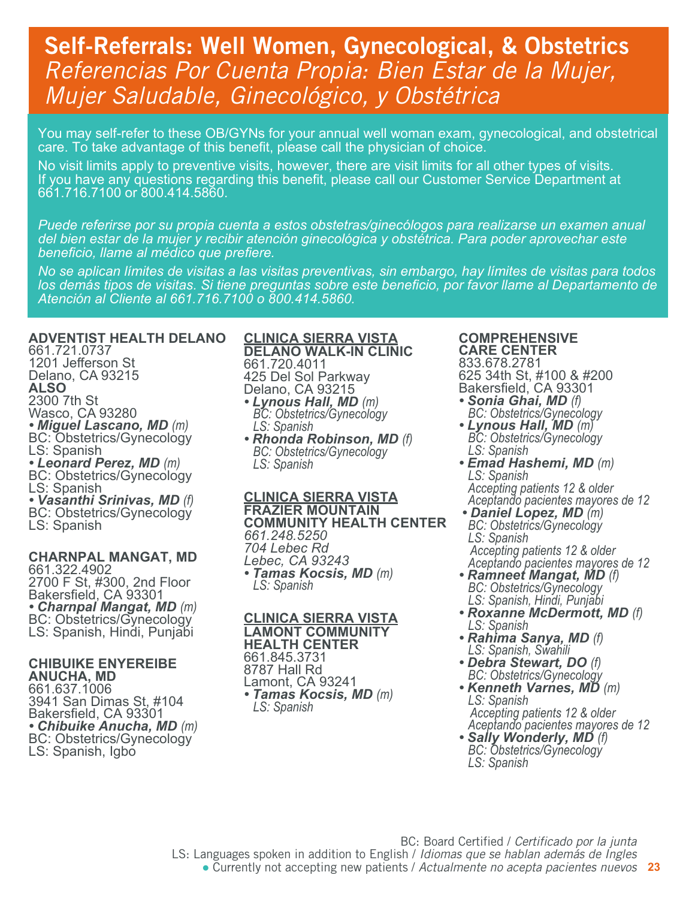# Self-Referrals: Well Women, Gynecological, & Obstetrics

*Referencias Por Cuenta Propia: Bien Estar de la Mujer, Mujer Saludable, Ginecológico, y Obstétrica*

You may self-refer to these OB/GYNs for your annual well woman exam, gynecological, and obstetrical care. To take advantage of this benefit, please call the physician of choice.

No visit limits apply to preventive visits, however, there are visit limits for all other types of visits. If you have any questions regarding this benefit, please call our Customer Service Department at 661.716.7100 or 800.414.5860.

*Puede referirse por su propia cuenta a estos obstetras/ginecólogos para realizarse un examen anual del bien estar de la mujer y recibir atención ginecológica y obstétrica. Para poder aprovechar este beneficio, llame al médico que prefiere.*

*No se aplican límites de visitas a las visitas preventivas, sin embargo, hay límites de visitas para todos los demás tipos de visitas. Si tiene preguntas sobre este beneficio, por favor llame al Departamento de Atención al Cliente al 661.716.7100 o 800.414.5860.*

**ADVENTIST HEALTH DELANO**
661.721.0737
1201 Jefferson St
Delano, CA 93215
**ALSO**
2300 7th St
Wasco, CA 93280

- ***Miguel Lascano, MD*** *(m)*
  BC: Obstetrics/Gynecology
  LS: Spanish
- ***Leonard Perez, MD*** *(m)*
  BC: Obstetrics/Gynecology
  LS: Spanish
- ***Vasanthi Srinivas, MD*** *(f)*
  BC: Obstetrics/Gynecology
  LS: Spanish

**CHARNPAL MANGAT, MD**
661.322.4902
2700 F St, #300, 2nd Floor
Bakersfield, CA 93301

- ***Charnpal Mangat, MD*** *(m)*
  BC: Obstetrics/Gynecology
  LS: Spanish, Hindi, Punjabi

**CHIBUIKE ENYEREIBE ANUCHA, MD**
661.637.1006
3941 San Dimas St, #104
Bakersfield, CA 93301

- ***Chibuike Anucha, MD*** *(m)*
  BC: Obstetrics/Gynecology
  LS: Spanish, Igbo

**CLINICA SIERRA VISTA DELANO WALK-IN CLINIC**
661.720.4011
425 Del Sol Parkway
Delano, CA 93215

- ***Lynous Hall, MD*** *(m)*
  *BC: Obstetrics/Gynecology*
  *LS: Spanish*
- ***Rhonda Robinson, MD*** *(f)*
  *BC: Obstetrics/Gynecology*
  *LS: Spanish*

**CLINICA SIERRA VISTA FRAZIER MOUNTAIN COMMUNITY HEALTH CENTER**
*661.248.5250*
*704 Lebec Rd*
*Lebec, CA 93243*

- ***Tamas Kocsis, MD*** *(m)*
  *LS: Spanish*

**CLINICA SIERRA VISTA LAMONT COMMUNITY HEALTH CENTER**
661.845.3731
8787 Hall Rd
Lamont, CA 93241

- ***Tamas Kocsis, MD*** *(m)*
  *LS: Spanish*

**COMPREHENSIVE CARE CENTER**
833.678.2781
625 34th St, #100 & #200
Bakersfield, CA 93301

- ***Sonia Ghai, MD*** *(f)*
  *BC: Obstetrics/Gynecology*
- ***Lynous Hall, MD*** *(m)*
  *BC: Obstetrics/Gynecology*
  *LS: Spanish*
- ***Emad Hashemi, MD*** *(m)*
  *LS: Spanish*
  *Accepting patients 12 & older*
  *Aceptando pacientes mayores de 12*
- ***Daniel Lopez, MD*** *(m)*
  *BC: Obstetrics/Gynecology*
  *LS: Spanish*
  *Accepting patients 12 & older*
  *Aceptando pacientes mayores de 12*
- ***Ramneet Mangat, MD*** *(f)*
  *BC: Obstetrics/Gynecology*
  *LS: Spanish, Hindi, Punjabi*
- ***Roxanne McDermott, MD*** *(f)*
  *LS: Spanish*
- ***Rahima Sanya, MD*** *(f)*
  *LS: Spanish, Swahili*
- ***Debra Stewart, DO*** *(f)*
  *BC: Obstetrics/Gynecology*
- ***Kenneth Varnes, MD*** *(m)*
  *LS: Spanish*
  *Accepting patients 12 & older*
  *Aceptando pacientes mayores de 12*
- ***Sally Wonderly, MD*** *(f)*
  *BC: Obstetrics/Gynecology*
  *LS: Spanish*

BC: Board Certified / *Certificado por la junta*
LS: Languages spoken in addition to English / *Idiomas que se hablan además de Ingles*
● Currently not accepting new patients / *Actualmente no acepta pacientes nuevos*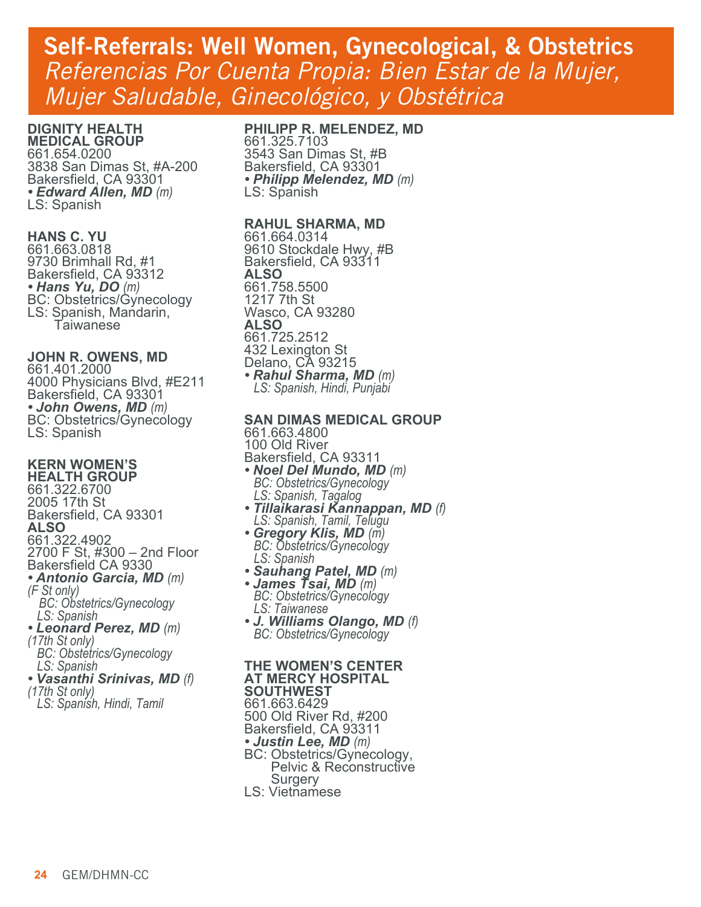# Self-Referrals: Well Women, Gynecological, & Obstetrics
*Referencias Por Cuenta Propia: Bien Estar de la Mujer, Mujer Saludable, Ginecológico, y Obstétrica*

**DIGNITY HEALTH MEDICAL GROUP**
661.654.0200
3838 San Dimas St, #A-200
Bakersfield, CA 93301
- ***Edward Allen, MD*** *(m)*

LS: Spanish

**HANS C. YU**
661.663.0818
9730 Brimhall Rd, #1
Bakersfield, CA 93312
- ***Hans Yu, DO*** *(m)*

BC: Obstetrics/Gynecology
LS: Spanish, Mandarin, Taiwanese

**JOHN R. OWENS, MD**
661.401.2000
4000 Physicians Blvd, #E211
Bakersfield, CA 93301
- ***John Owens, MD*** *(m)*

BC: Obstetrics/Gynecology
LS: Spanish

**KERN WOMEN'S HEALTH GROUP**
661.322.6700
2005 17th St
Bakersfield, CA 93301
**ALSO**
661.322.4902
2700 F St, #300 – 2nd Floor
Bakersfield CA 9330
- ***Antonio Garcia, MD*** *(m)*
  *(F St only)*
  *BC: Obstetrics/Gynecology*
  *LS: Spanish*
- ***Leonard Perez, MD*** *(m)*
  *(17th St only)*
  *BC: Obstetrics/Gynecology*
  *LS: Spanish*
- ***Vasanthi Srinivas, MD*** *(f)*
  *(17th St only)*
  *LS: Spanish, Hindi, Tamil*

**PHILIPP R. MELENDEZ, MD**
661.325.7103
3543 San Dimas St, #B
Bakersfield, CA 93301
- ***Philipp Melendez, MD*** *(m)*

LS: Spanish

**RAHUL SHARMA, MD**
661.664.0314
9610 Stockdale Hwy, #B
Bakersfield, CA 93311
**ALSO**
661.758.5500
1217 7th St
Wasco, CA 93280
**ALSO**
661.725.2512
432 Lexington St
Delano, CA 93215
- ***Rahul Sharma, MD*** *(m)*
  *LS: Spanish, Hindi, Punjabi*

**SAN DIMAS MEDICAL GROUP**
661.663.4800
100 Old River
Bakersfield, CA 93311
- ***Noel Del Mundo, MD*** *(m)*
  *BC: Obstetrics/Gynecology*
  *LS: Spanish, Tagalog*
- ***Tillaikarasi Kannappan, MD*** *(f)*
  *LS: Spanish, Tamil, Telugu*
- ***Gregory Klis, MD*** *(m)*
  *BC: Obstetrics/Gynecology*
  *LS: Spanish*
- ***Sauhang Patel, MD*** *(m)*
- ***James Tsai, MD*** *(m)*
  *BC: Obstetrics/Gynecology*
  *LS: Taiwanese*
- ***J. Williams Olango, MD*** *(f)*
  *BC: Obstetrics/Gynecology*

**THE WOMEN'S CENTER AT MERCY HOSPITAL SOUTHWEST**
661.663.6429
500 Old River Rd, #200
Bakersfield, CA 93311
- ***Justin Lee, MD*** *(m)*

BC: Obstetrics/Gynecology, Pelvic & Reconstructive Surgery
LS: Vietnamese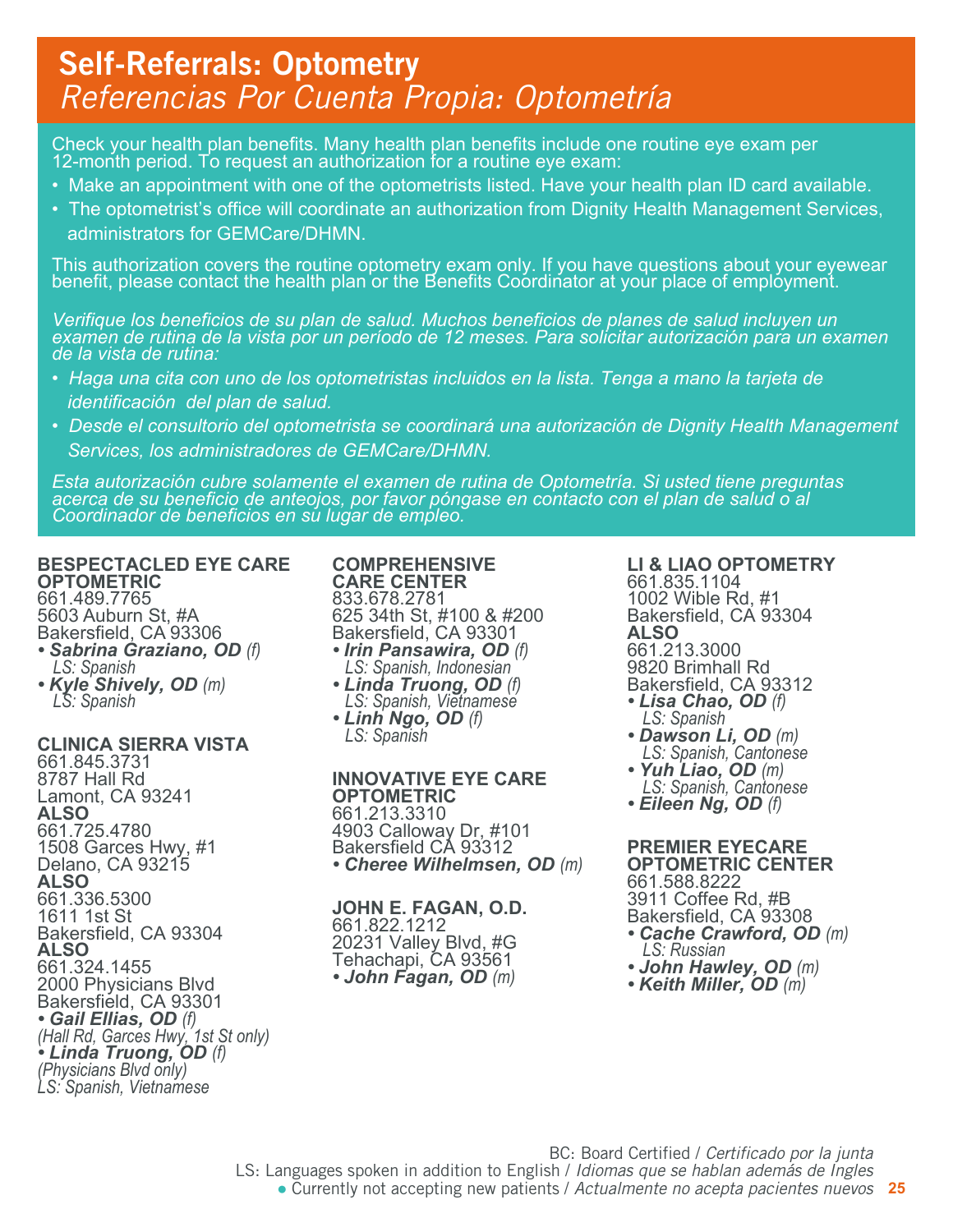# Self-Referrals: Optometry

*Referencias Por Cuenta Propia: Optometría*

Check your health plan benefits. Many health plan benefits include one routine eye exam per 12-month period. To request an authorization for a routine eye exam:

- Make an appointment with one of the optometrists listed. Have your health plan ID card available.
- The optometrist's office will coordinate an authorization from Dignity Health Management Services, administrators for GEMCare/DHMN.

This authorization covers the routine optometry exam only. If you have questions about your eyewear benefit, please contact the health plan or the Benefits Coordinator at your place of employment.

*Verifique los beneficios de su plan de salud. Muchos beneficios de planes de salud incluyen un examen de rutina de la vista por un período de 12 meses. Para solicitar autorización para un examen de la vista de rutina:*

- *Haga una cita con uno de los optometristas incluidos en la lista. Tenga a mano la tarjeta de identificación del plan de salud.*
- *Desde el consultorio del optometrista se coordinará una autorización de Dignity Health Management Services, los administradores de GEMCare/DHMN.*

*Esta autorización cubre solamente el examen de rutina de Optometría. Si usted tiene preguntas acerca de su beneficio de anteojos, por favor póngase en contacto con el plan de salud o al Coordinador de beneficios en su lugar de empleo.*

**BESPECTACLED EYE CARE OPTOMETRIC**
661.489.7765
5603 Auburn St, #A
Bakersfield, CA 93306
- ***Sabrina Graziano, OD*** *(f)*
  *LS: Spanish*
- ***Kyle Shively, OD*** *(m)*
  *LS: Spanish*

**CLINICA SIERRA VISTA**
661.845.3731
8787 Hall Rd
Lamont, CA 93241
**ALSO**
661.725.4780
1508 Garces Hwy, #1
Delano, CA 93215
**ALSO**
661.336.5300
1611 1st St
Bakersfield, CA 93304
**ALSO**
661.324.1455
2000 Physicians Blvd
Bakersfield, CA 93301
- ***Gail Ellias, OD*** *(f)*
  *(Hall Rd, Garces Hwy, 1st St only)*
- ***Linda Truong, OD*** *(f)*
  *(Physicians Blvd only)*
  *LS: Spanish, Vietnamese*

**COMPREHENSIVE CARE CENTER**
833.678.2781
625 34th St, #100 & #200
Bakersfield, CA 93301
- ***Irin Pansawira, OD*** *(f)*
  *LS: Spanish, Indonesian*
- ***Linda Truong, OD*** *(f)*
  *LS: Spanish, Vietnamese*
- ***Linh Ngo, OD*** *(f)*
  *LS: Spanish*

**INNOVATIVE EYE CARE OPTOMETRIC**
661.213.3310
4903 Calloway Dr, #101
Bakersfield CA 93312
- ***Cheree Wilhelmsen, OD*** *(m)*

**JOHN E. FAGAN, O.D.**
661.822.1212
20231 Valley Blvd, #G
Tehachapi, CA 93561
- ***John Fagan, OD*** *(m)*

**LI & LIAO OPTOMETRY**
661.835.1104
1002 Wible Rd, #1
Bakersfield, CA 93304
**ALSO**
661.213.3000
9820 Brimhall Rd
Bakersfield, CA 93312
- ***Lisa Chao, OD*** *(f)*
  *LS: Spanish*
- ***Dawson Li, OD*** *(m)*
  *LS: Spanish, Cantonese*
- ***Yuh Liao, OD*** *(m)*
  *LS: Spanish, Cantonese*
- ***Eileen Ng, OD*** *(f)*

**PREMIER EYECARE OPTOMETRIC CENTER**
661.588.8222
3911 Coffee Rd, #B
Bakersfield, CA 93308
- ***Cache Crawford, OD*** *(m)*
  *LS: Russian*
- ***John Hawley, OD*** *(m)*
- ***Keith Miller, OD*** *(m)*

BC: Board Certified / *Certificado por la junta*
LS: Languages spoken in addition to English / *Idiomas que se hablan además de Ingles*
● Currently not accepting new patients / *Actualmente no acepta pacientes nuevos*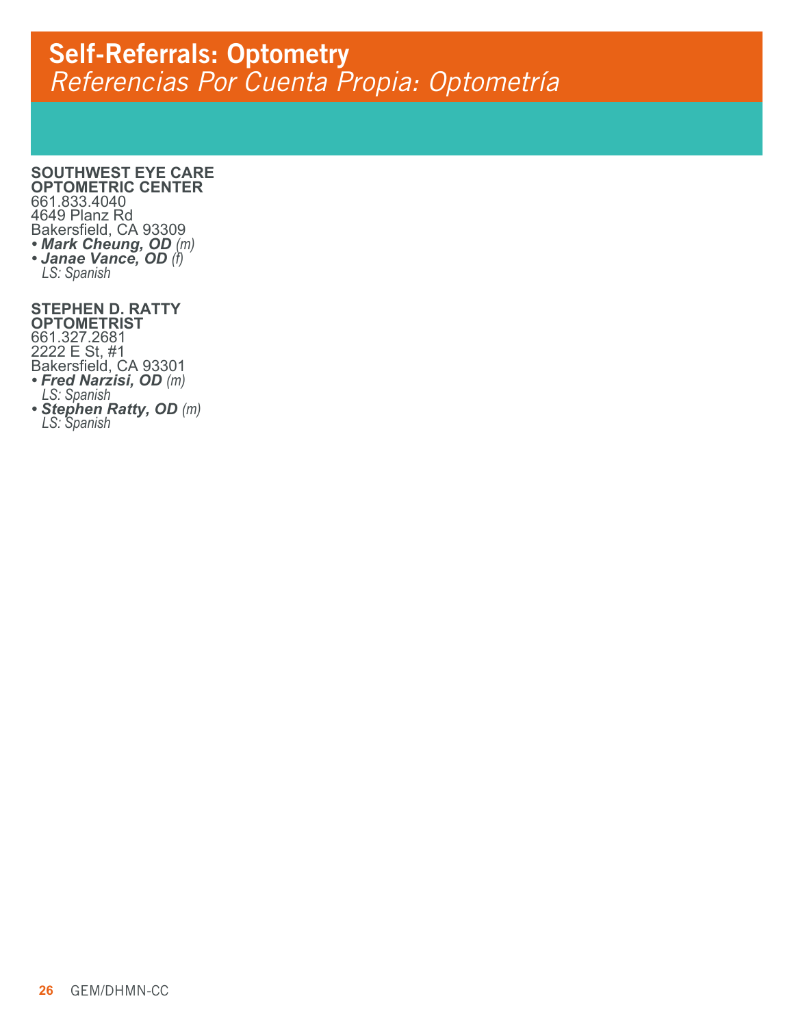# Self-Referrals: Optometry
## *Referencias Por Cuenta Propia: Optometría*

**SOUTHWEST EYE CARE OPTOMETRIC CENTER**
661.833.4040
4649 Planz Rd
Bakersfield, CA 93309
- ***Mark Cheung, OD*** *(m)*
- ***Janae Vance, OD*** *(f)*
  *LS: Spanish*

**STEPHEN D. RATTY OPTOMETRIST**
661.327.2681
2222 E St, #1
Bakersfield, CA 93301
- ***Fred Narzisi, OD*** *(m)*
  *LS: Spanish*
- ***Stephen Ratty, OD*** *(m)*
  *LS: Spanish*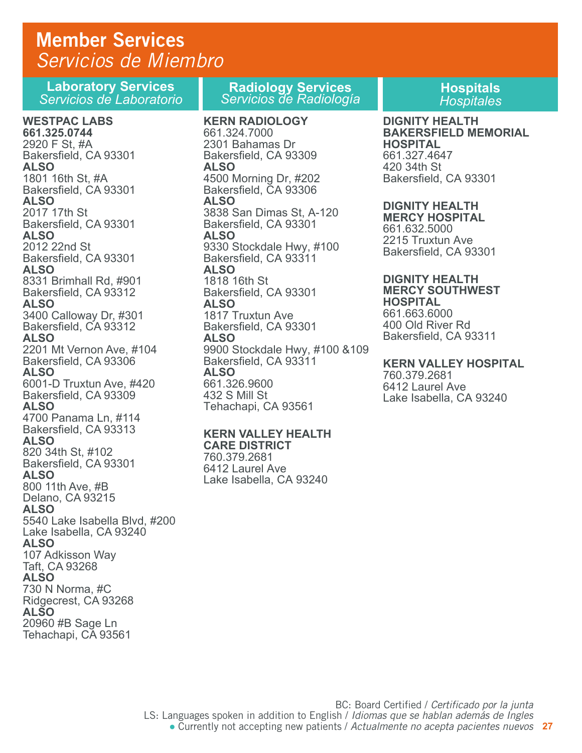# Member Services
*Servicios de Miembro*

## Laboratory Services
*Servicios de Laboratorio*

**WESTPAC LABS**
**661.325.0744**
2920 F St, #A
Bakersfield, CA 93301
**ALSO**
1801 16th St, #A
Bakersfield, CA 93301
**ALSO**
2017 17th St
Bakersfield, CA 93301
**ALSO**
2012 22nd St
Bakersfield, CA 93301
**ALSO**
8331 Brimhall Rd, #901
Bakersfield, CA 93312
**ALSO**
3400 Calloway Dr, #301
Bakersfield, CA 93312
**ALSO**
2201 Mt Vernon Ave, #104
Bakersfield, CA 93306
**ALSO**
6001-D Truxtun Ave, #420
Bakersfield, CA 93309
**ALSO**
4700 Panama Ln, #114
Bakersfield, CA 93313
**ALSO**
820 34th St, #102
Bakersfield, CA 93301
**ALSO**
800 11th Ave, #B
Delano, CA 93215
**ALSO**
5540 Lake Isabella Blvd, #200
Lake Isabella, CA 93240
**ALSO**
107 Adkisson Way
Taft, CA 93268
**ALSO**
730 N Norma, #C
Ridgecrest, CA 93268
**ALSO**
20960 #B Sage Ln
Tehachapi, CA 93561

## Radiology Services
*Servicios de Radiología*

**KERN RADIOLOGY**
661.324.7000
2301 Bahamas Dr
Bakersfield, CA 93309
**ALSO**
4500 Morning Dr, #202
Bakersfield, CA 93306
**ALSO**
3838 San Dimas St, A-120
Bakersfield, CA 93301
**ALSO**
9330 Stockdale Hwy, #100
Bakersfield, CA 93311
**ALSO**
1818 16th St
Bakersfield, CA 93301
**ALSO**
1817 Truxtun Ave
Bakersfield, CA 93301
**ALSO**
9900 Stockdale Hwy, #100 &109
Bakersfield, CA 93311
**ALSO**
661.326.9600
432 S Mill St
Tehachapi, CA 93561

**KERN VALLEY HEALTH CARE DISTRICT**
760.379.2681
6412 Laurel Ave
Lake Isabella, CA 93240

## Hospitals
*Hospitales*

**DIGNITY HEALTH BAKERSFIELD MEMORIAL HOSPITAL**
661.327.4647
420 34th St
Bakersfield, CA 93301

**DIGNITY HEALTH MERCY HOSPITAL**
661.632.5000
2215 Truxtun Ave
Bakersfield, CA 93301

**DIGNITY HEALTH MERCY SOUTHWEST HOSPITAL**
661.663.6000
400 Old River Rd
Bakersfield, CA 93311

**KERN VALLEY HOSPITAL**
760.379.2681
6412 Laurel Ave
Lake Isabella, CA 93240

BC: Board Certified / *Certificado por la junta*
LS: Languages spoken in addition to English / *Idiomas que se hablan además de Ingles*
● Currently not accepting new patients / *Actualmente no acepta pacientes nuevos*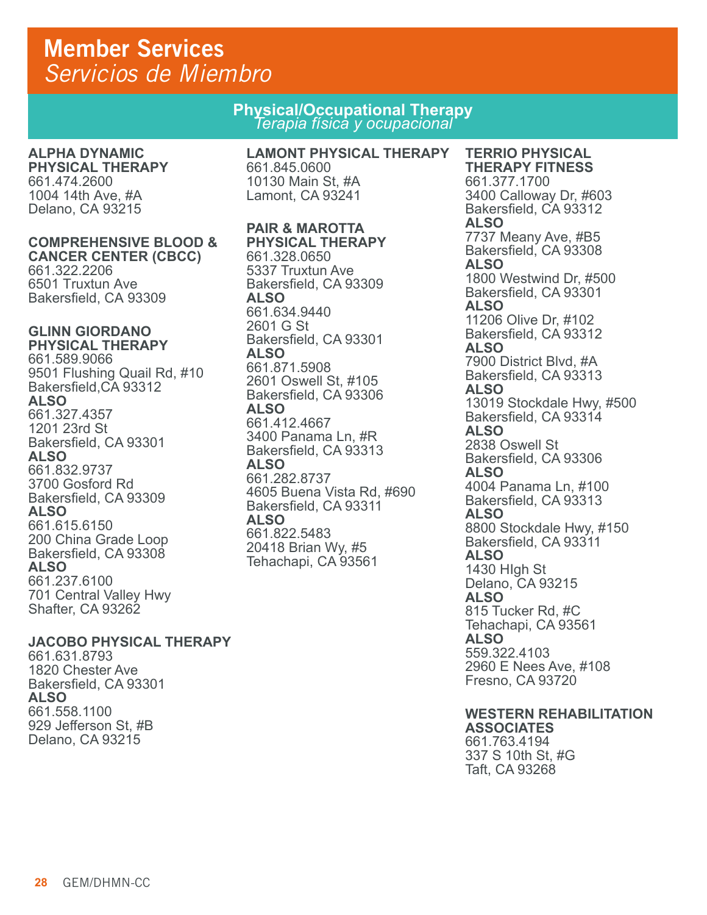# Member Services
*Servicios de Miembro*

## Physical/Occupational Therapy
*Terapia física y ocupacional*

**ALPHA DYNAMIC PHYSICAL THERAPY**
661.474.2600
1004 14th Ave, #A
Delano, CA 93215

**COMPREHENSIVE BLOOD & CANCER CENTER (CBCC)**
661.322.2206
6501 Truxtun Ave
Bakersfield, CA 93309

**GLINN GIORDANO PHYSICAL THERAPY**
661.589.9066
9501 Flushing Quail Rd, #10
Bakersfield,CA 93312
**ALSO**
661.327.4357
1201 23rd St
Bakersfield, CA 93301
**ALSO**
661.832.9737
3700 Gosford Rd
Bakersfield, CA 93309
**ALSO**
661.615.6150
200 China Grade Loop
Bakersfield, CA 93308
**ALSO**
661.237.6100
701 Central Valley Hwy
Shafter, CA 93262

**JACOBO PHYSICAL THERAPY**
661.631.8793
1820 Chester Ave
Bakersfield, CA 93301
**ALSO**
661.558.1100
929 Jefferson St, #B
Delano, CA 93215

**LAMONT PHYSICAL THERAPY**
661.845.0600
10130 Main St, #A
Lamont, CA 93241

**PAIR & MAROTTA PHYSICAL THERAPY**
661.328.0650
5337 Truxtun Ave
Bakersfield, CA 93309
**ALSO**
661.634.9440
2601 G St
Bakersfield, CA 93301
**ALSO**
661.871.5908
2601 Oswell St, #105
Bakersfield, CA 93306
**ALSO**
661.412.4667
3400 Panama Ln, #R
Bakersfield, CA 93313
**ALSO**
661.282.8737
4605 Buena Vista Rd, #690
Bakersfield, CA 93311
**ALSO**
661.822.5483
20418 Brian Wy, #5
Tehachapi, CA 93561

**TERRIO PHYSICAL THERAPY FITNESS**
661.377.1700
3400 Calloway Dr, #603
Bakersfield, CA 93312
**ALSO**
7737 Meany Ave, #B5
Bakersfield, CA 93308
**ALSO**
1800 Westwind Dr, #500
Bakersfield, CA 93301
**ALSO**
11206 Olive Dr, #102
Bakersfield, CA 93312
**ALSO**
7900 District Blvd, #A
Bakersfield, CA 93313
**ALSO**
13019 Stockdale Hwy, #500
Bakersfield, CA 93314
**ALSO**
2838 Oswell St
Bakersfield, CA 93306
**ALSO**
4004 Panama Ln, #100
Bakersfield, CA 93313
**ALSO**
8800 Stockdale Hwy, #150
Bakersfield, CA 93311
**ALSO**
1430 HIgh St
Delano, CA 93215
**ALSO**
815 Tucker Rd, #C
Tehachapi, CA 93561
**ALSO**
559.322.4103
2960 E Nees Ave, #108
Fresno, CA 93720

**WESTERN REHABILITATION ASSOCIATES**
661.763.4194
337 S 10th St, #G
Taft, CA 93268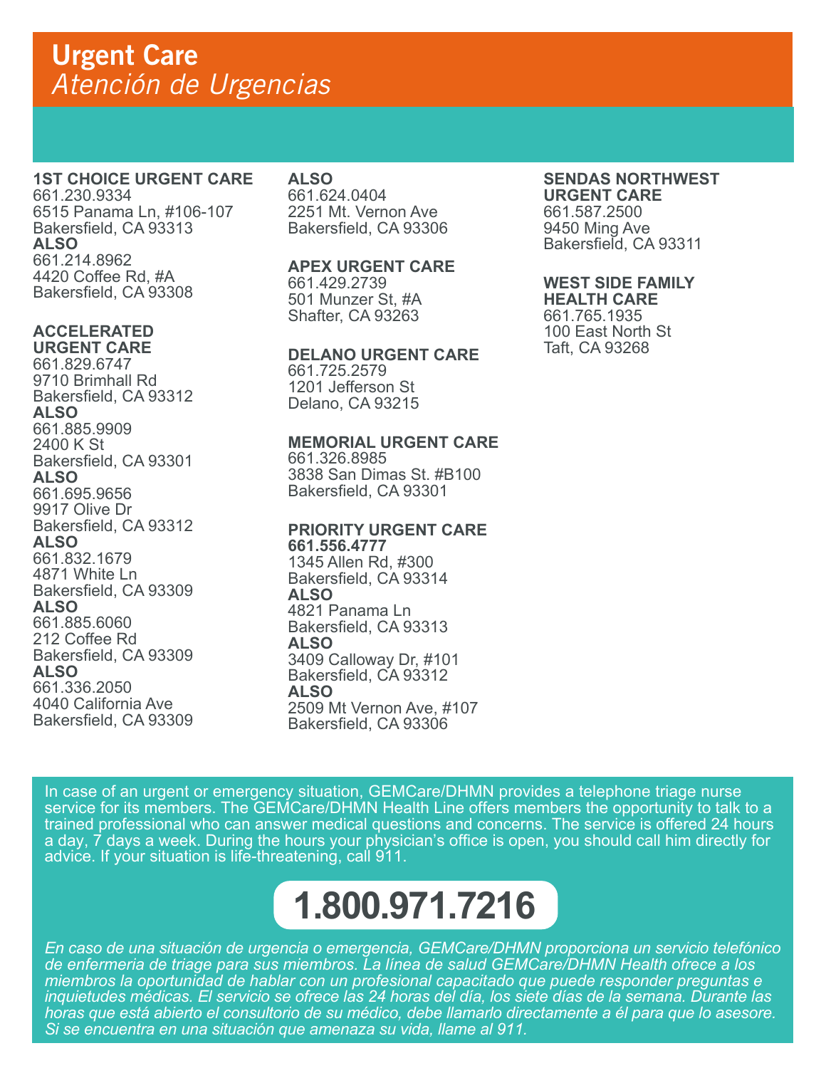# Urgent Care
## *Atención de Urgencias*

**1ST CHOICE URGENT CARE**
661.230.9334
6515 Panama Ln, #106-107
Bakersfield, CA 93313
**ALSO**
661.214.8962
4420 Coffee Rd, #A
Bakersfield, CA 93308

**ACCELERATED URGENT CARE**
661.829.6747
9710 Brimhall Rd
Bakersfield, CA 93312
**ALSO**
661.885.9909
2400 K St
Bakersfield, CA 93301
**ALSO**
661.695.9656
9917 Olive Dr
Bakersfield, CA 93312
**ALSO**
661.832.1679
4871 White Ln
Bakersfield, CA 93309
**ALSO**
661.885.6060
212 Coffee Rd
Bakersfield, CA 93309
**ALSO**
661.336.2050
4040 California Ave
Bakersfield, CA 93309
**ALSO**
661.624.0404
2251 Mt. Vernon Ave
Bakersfield, CA 93306

**APEX URGENT CARE**
661.429.2739
501 Munzer St, #A
Shafter, CA 93263

**DELANO URGENT CARE**
661.725.2579
1201 Jefferson St
Delano, CA 93215

**MEMORIAL URGENT CARE**
661.326.8985
3838 San Dimas St. #B100
Bakersfield, CA 93301

**PRIORITY URGENT CARE**
**661.556.4777**
1345 Allen Rd, #300
Bakersfield, CA 93314
**ALSO**
4821 Panama Ln
Bakersfield, CA 93313
**ALSO**
3409 Calloway Dr, #101
Bakersfield, CA 93312
**ALSO**
2509 Mt Vernon Ave, #107
Bakersfield, CA 93306

**SENDAS NORTHWEST URGENT CARE**
661.587.2500
9450 Ming Ave
Bakersfield, CA 93311

**WEST SIDE FAMILY HEALTH CARE**
661.765.1935
100 East North St
Taft, CA 93268

In case of an urgent or emergency situation, GEMCare/DHMN provides a telephone triage nurse service for its members. The GEMCare/DHMN Health Line offers members the opportunity to talk to a trained professional who can answer medical questions and concerns. The service is offered 24 hours a day, 7 days a week. During the hours your physician's office is open, you should call him directly for advice. If your situation is life-threatening, call 911.

**1.800.971.7216**

*En caso de una situación de urgencia o emergencia, GEMCare/DHMN proporciona un servicio telefónico de enfermeria de triage para sus miembros. La línea de salud GEMCare/DHMN Health ofrece a los miembros la oportunidad de hablar con un profesional capacitado que puede responder preguntas e inquietudes médicas. El servicio se ofrece las 24 horas del día, los siete días de la semana. Durante las horas que está abierto el consultorio de su médico, debe llamarlo directamente a él para que lo asesore. Si se encuentra en una situación que amenaza su vida, llame al 911.*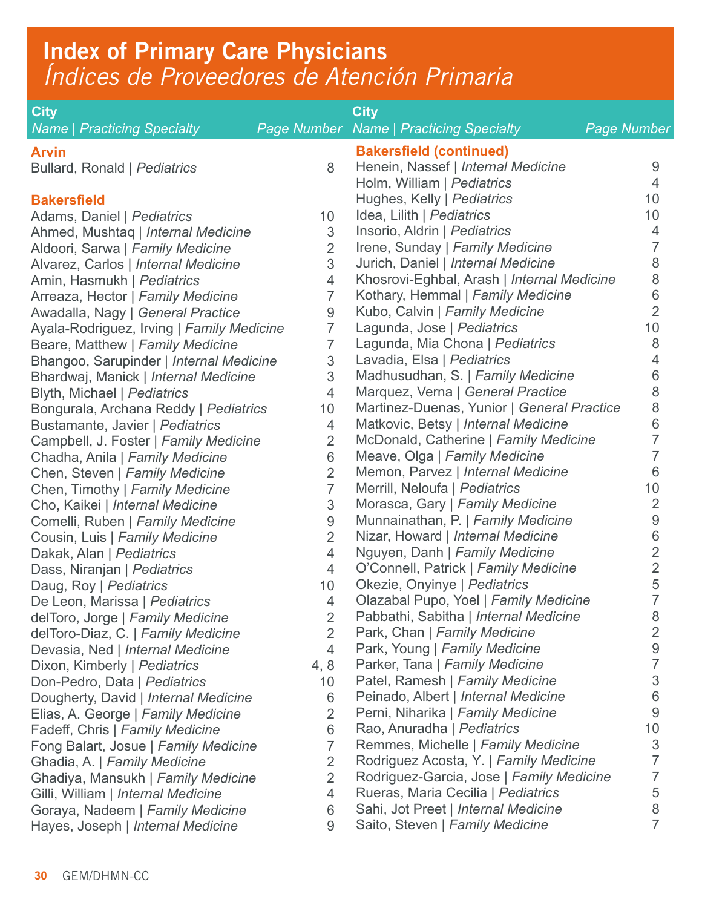# Index of Primary Care Physicians
## *Índices de Proveedores de Atención Primaria*

| City<br>*Name \| Practicing Specialty* | *Page Number* |
|---|---|
| **Arvin** | |
| Bullard, Ronald \| *Pediatrics* | 8 |
| **Bakersfield** | |
| Adams, Daniel \| *Pediatrics* | 10 |
| Ahmed, Mushtaq \| *Internal Medicine* | 3 |
| Aldoori, Sarwa \| *Family Medicine* | 2 |
| Alvarez, Carlos \| *Internal Medicine* | 3 |
| Amin, Hasmukh \| *Pediatrics* | 4 |
| Arreaza, Hector \| *Family Medicine* | 7 |
| Awadalla, Nagy \| *General Practice* | 9 |
| Ayala-Rodriguez, Irving \| *Family Medicine* | 7 |
| Beare, Matthew \| *Family Medicine* | 7 |
| Bhangoo, Sarupinder \| *Internal Medicine* | 3 |
| Bhardwaj, Manick \| *Internal Medicine* | 3 |
| Blyth, Michael \| *Pediatrics* | 4 |
| Bongurala, Archana Reddy \| *Pediatrics* | 10 |
| Bustamante, Javier \| *Pediatrics* | 4 |
| Campbell, J. Foster \| *Family Medicine* | 2 |
| Chadha, Anila \| *Family Medicine* | 6 |
| Chen, Steven \| *Family Medicine* | 2 |
| Chen, Timothy \| *Family Medicine* | 7 |
| Cho, Kaikei \| *Internal Medicine* | 3 |
| Comelli, Ruben \| *Family Medicine* | 9 |
| Cousin, Luis \| *Family Medicine* | 2 |
| Dakak, Alan \| *Pediatrics* | 4 |
| Dass, Niranjan \| *Pediatrics* | 4 |
| Daug, Roy \| *Pediatrics* | 10 |
| De Leon, Marissa \| *Pediatrics* | 4 |
| delToro, Jorge \| *Family Medicine* | 2 |
| delToro-Diaz, C. \| *Family Medicine* | 2 |
| Devasia, Ned \| *Internal Medicine* | 4 |
| Dixon, Kimberly \| *Pediatrics* | 4, 8 |
| Don-Pedro, Data \| *Pediatrics* | 10 |
| Dougherty, David \| *Internal Medicine* | 6 |
| Elias, A. George \| *Family Medicine* | 2 |
| Fadeff, Chris \| *Family Medicine* | 6 |
| Fong Balart, Josue \| *Family Medicine* | 7 |
| Ghadia, A. \| *Family Medicine* | 2 |
| Ghadiya, Mansukh \| *Family Medicine* | 2 |
| Gilli, William \| *Internal Medicine* | 4 |
| Goraya, Nadeem \| *Family Medicine* | 6 |
| Hayes, Joseph \| *Internal Medicine* | 9 |
| **Bakersfield (continued)** | |
| Henein, Nassef \| *Internal Medicine* | 9 |
| Holm, William \| *Pediatrics* | 4 |
| Hughes, Kelly \| *Pediatrics* | 10 |
| Idea, Lilith \| *Pediatrics* | 10 |
| Insorio, Aldrin \| *Pediatrics* | 4 |
| Irene, Sunday \| *Family Medicine* | 7 |
| Jurich, Daniel \| *Internal Medicine* | 8 |
| Khosrovi-Eghbal, Arash \| *Internal Medicine* | 8 |
| Kothary, Hemmal \| *Family Medicine* | 6 |
| Kubo, Calvin \| *Family Medicine* | 2 |
| Lagunda, Jose \| *Pediatrics* | 10 |
| Lagunda, Mia Chona \| *Pediatrics* | 8 |
| Lavadia, Elsa \| *Pediatrics* | 4 |
| Madhusudhan, S. \| *Family Medicine* | 6 |
| Marquez, Verna \| *General Practice* | 8 |
| Martinez-Duenas, Yunior \| *General Practice* | 8 |
| Matkovic, Betsy \| *Internal Medicine* | 6 |
| McDonald, Catherine \| *Family Medicine* | 7 |
| Meave, Olga \| *Family Medicine* | 7 |
| Memon, Parvez \| *Internal Medicine* | 6 |
| Merrill, Neloufa \| *Pediatrics* | 10 |
| Morasca, Gary \| *Family Medicine* | 2 |
| Munnainathan, P. \| *Family Medicine* | 9 |
| Nizar, Howard \| *Internal Medicine* | 6 |
| Nguyen, Danh \| *Family Medicine* | 2 |
| O'Connell, Patrick \| *Family Medicine* | 2 |
| Okezie, Onyinye \| *Pediatrics* | 5 |
| Olazabal Pupo, Yoel \| *Family Medicine* | 7 |
| Pabbathi, Sabitha \| *Internal Medicine* | 8 |
| Park, Chan \| *Family Medicine* | 2 |
| Park, Young \| *Family Medicine* | 9 |
| Parker, Tana \| *Family Medicine* | 7 |
| Patel, Ramesh \| *Family Medicine* | 3 |
| Peinado, Albert \| *Internal Medicine* | 6 |
| Perni, Niharika \| *Family Medicine* | 9 |
| Rao, Anuradha \| *Pediatrics* | 10 |
| Remmes, Michelle \| *Family Medicine* | 3 |
| Rodriguez Acosta, Y. \| *Family Medicine* | 7 |
| Rodriguez-Garcia, Jose \| *Family Medicine* | 7 |
| Rueras, Maria Cecilia \| *Pediatrics* | 5 |
| Sahi, Jot Preet \| *Internal Medicine* | 8 |
| Saito, Steven \| *Family Medicine* | 7 |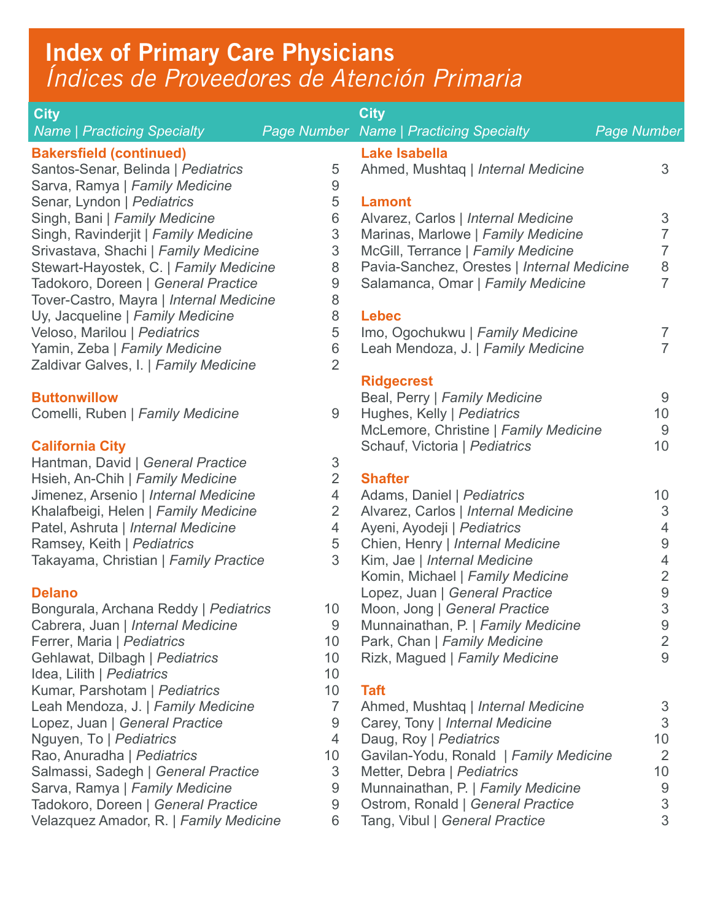# Index of Primary Care Physicians

## *Índices de Proveedores de Atención Primaria*

| City<br>*Name \| Practicing Specialty* | *Page Number* |
|---|---|
| **Bakersfield (continued)** | |
| Santos-Senar, Belinda \| *Pediatrics* | 5 |
| Sarva, Ramya \| *Family Medicine* | 9 |
| Senar, Lyndon \| *Pediatrics* | 5 |
| Singh, Bani \| *Family Medicine* | 6 |
| Singh, Ravinderjit \| *Family Medicine* | 3 |
| Srivastava, Shachi \| *Family Medicine* | 3 |
| Stewart-Hayostek, C. \| *Family Medicine* | 8 |
| Tadokoro, Doreen \| *General Practice* | 9 |
| Tover-Castro, Mayra \| *Internal Medicine* | 8 |
| Uy, Jacqueline \| *Family Medicine* | 8 |
| Veloso, Marilou \| *Pediatrics* | 5 |
| Yamin, Zeba \| *Family Medicine* | 6 |
| Zaldivar Galves, I. \| *Family Medicine* | 2 |
| **Buttonwillow** | |
| Comelli, Ruben \| *Family Medicine* | 9 |
| **California City** | |
| Hantman, David \| *General Practice* | 3 |
| Hsieh, An-Chih \| *Family Medicine* | 2 |
| Jimenez, Arsenio \| *Internal Medicine* | 4 |
| Khalafbeigi, Helen \| *Family Medicine* | 2 |
| Patel, Ashruta \| *Internal Medicine* | 4 |
| Ramsey, Keith \| *Pediatrics* | 5 |
| Takayama, Christian \| *Family Practice* | 3 |
| **Delano** | |
| Bongurala, Archana Reddy \| *Pediatrics* | 10 |
| Cabrera, Juan \| *Internal Medicine* | 9 |
| Ferrer, Maria \| *Pediatrics* | 10 |
| Gehlawat, Dilbagh \| *Pediatrics* | 10 |
| Idea, Lilith \| *Pediatrics* | 10 |
| Kumar, Parshotam \| *Pediatrics* | 10 |
| Leah Mendoza, J. \| *Family Medicine* | 7 |
| Lopez, Juan \| *General Practice* | 9 |
| Nguyen, To \| *Pediatrics* | 4 |
| Rao, Anuradha \| *Pediatrics* | 10 |
| Salmassi, Sadegh \| *General Practice* | 3 |
| Sarva, Ramya \| *Family Medicine* | 9 |
| Tadokoro, Doreen \| *General Practice* | 9 |
| Velazquez Amador, R. \| *Family Medicine* | 6 |
| **Lake Isabella** | |
| Ahmed, Mushtaq \| *Internal Medicine* | 3 |
| **Lamont** | |
| Alvarez, Carlos \| *Internal Medicine* | 3 |
| Marinas, Marlowe \| *Family Medicine* | 7 |
| McGill, Terrance \| *Family Medicine* | 7 |
| Pavia-Sanchez, Orestes \| *Internal Medicine* | 8 |
| Salamanca, Omar \| *Family Medicine* | 7 |
| **Lebec** | |
| Imo, Ogochukwu \| *Family Medicine* | 7 |
| Leah Mendoza, J. \| *Family Medicine* | 7 |
| **Ridgecrest** | |
| Beal, Perry \| *Family Medicine* | 9 |
| Hughes, Kelly \| *Pediatrics* | 10 |
| McLemore, Christine \| *Family Medicine* | 9 |
| Schauf, Victoria \| *Pediatrics* | 10 |
| **Shafter** | |
| Adams, Daniel \| *Pediatrics* | 10 |
| Alvarez, Carlos \| *Internal Medicine* | 3 |
| Ayeni, Ayodeji \| *Pediatrics* | 4 |
| Chien, Henry \| *Internal Medicine* | 9 |
| Kim, Jae \| *Internal Medicine* | 4 |
| Komin, Michael \| *Family Medicine* | 2 |
| Lopez, Juan \| *General Practice* | 9 |
| Moon, Jong \| *General Practice* | 3 |
| Munnainathan, P. \| *Family Medicine* | 9 |
| Park, Chan \| *Family Medicine* | 2 |
| Rizk, Magued \| *Family Medicine* | 9 |
| **Taft** | |
| Ahmed, Mushtaq \| *Internal Medicine* | 3 |
| Carey, Tony \| *Internal Medicine* | 3 |
| Daug, Roy \| *Pediatrics* | 10 |
| Gavilan-Yodu, Ronald \| *Family Medicine* | 2 |
| Metter, Debra \| *Pediatrics* | 10 |
| Munnainathan, P. \| *Family Medicine* | 9 |
| Ostrom, Ronald \| *General Practice* | 3 |
| Tang, Vibul \| *General Practice* | 3 |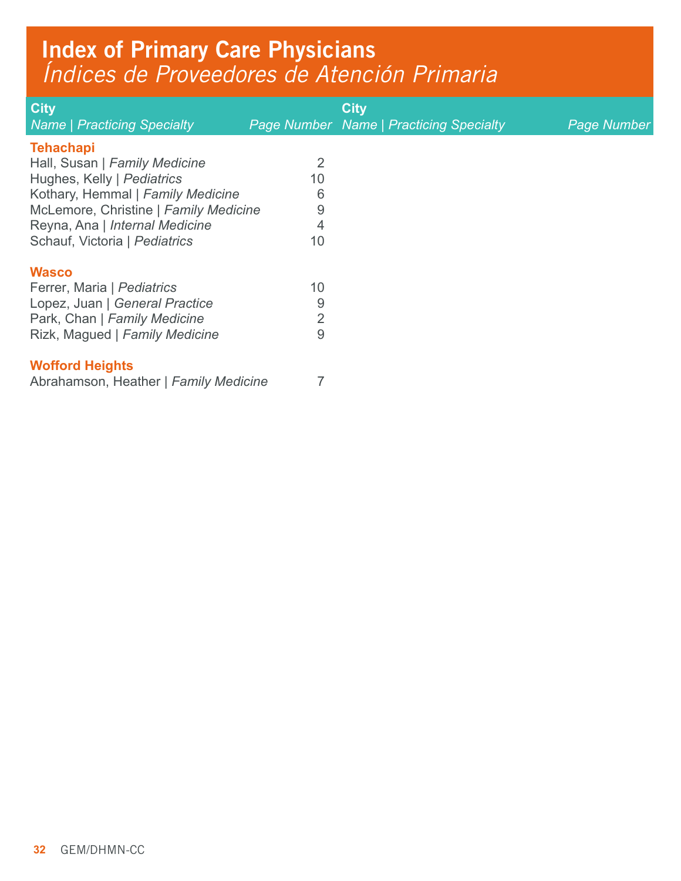# Index of Primary Care Physicians
## *Índices de Proveedores de Atención Primaria*

| City<br>*Name \| Practicing Specialty* | *Page Number* |
|---|---|
| **Tehachapi** | |
| Hall, Susan \| *Family Medicine* | 2 |
| Hughes, Kelly \| *Pediatrics* | 10 |
| Kothary, Hemmal \| *Family Medicine* | 6 |
| McLemore, Christine \| *Family Medicine* | 9 |
| Reyna, Ana \| *Internal Medicine* | 4 |
| Schauf, Victoria \| *Pediatrics* | 10 |
| **Wasco** | |
| Ferrer, Maria \| *Pediatrics* | 10 |
| Lopez, Juan \| *General Practice* | 9 |
| Park, Chan \| *Family Medicine* | 2 |
| Rizk, Magued \| *Family Medicine* | 9 |
| **Wofford Heights** | |
| Abrahamson, Heather \| *Family Medicine* | 7 |

GEM/DHMN-CC